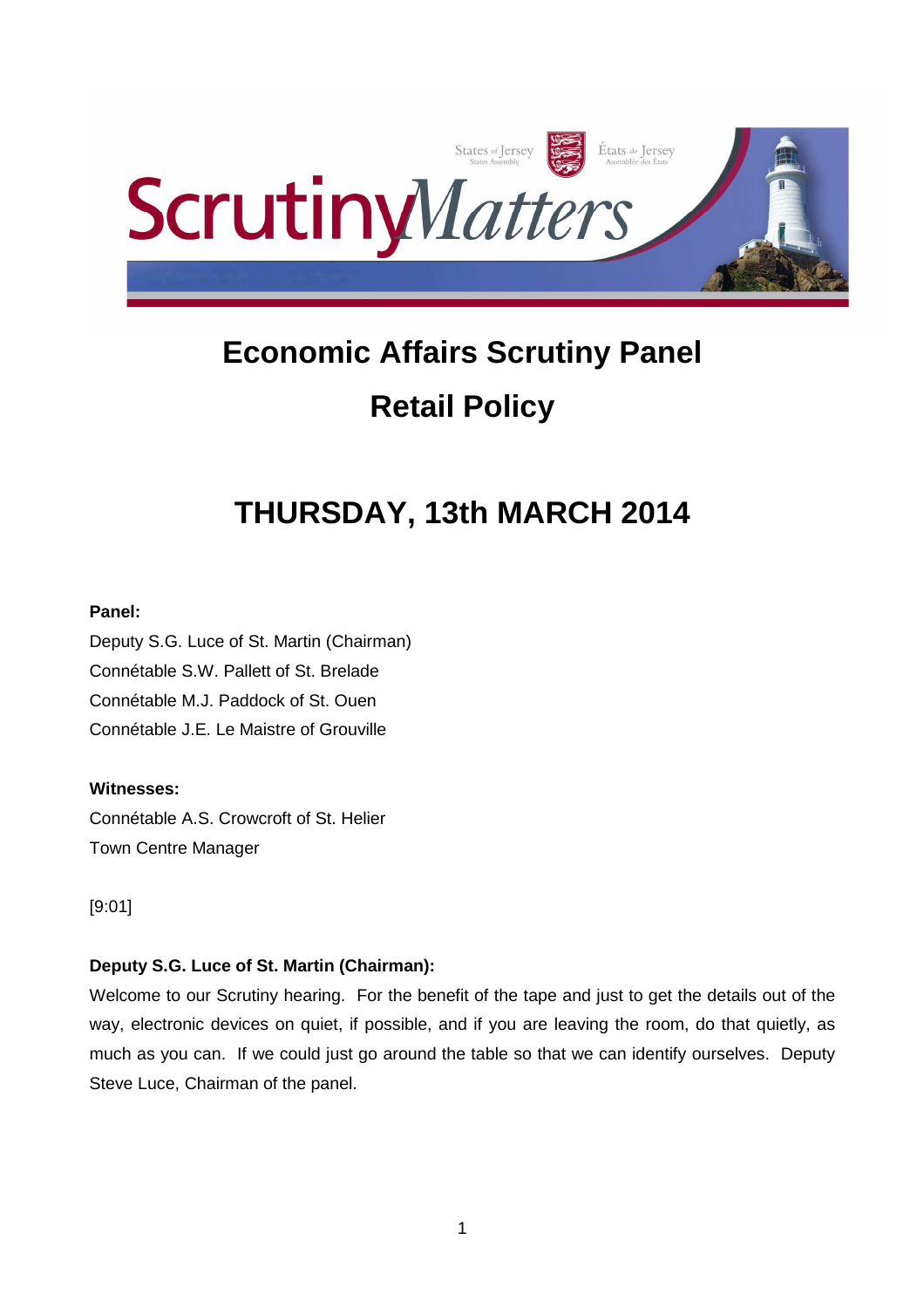# Economic Affairs Scrutiny Panel

## Retail Policy

## THURSDAY, 13th MARCH 2014

**Panel:**

Deputy S.G. Luce of St. Martin (Chairman)
Connétable S.W. Pallett of St. Brelade
Connétable M.J. Paddock of St. Ouen
Connétable J.E. Le Maistre of Grouville

**Witnesses:**

Connétable A.S. Crowcroft of St. Helier
Town Centre Manager

[9:01]

**Deputy S.G. Luce of St. Martin (Chairman):**

Welcome to our Scrutiny hearing. For the benefit of the tape and just to get the details out of the way, electronic devices on quiet, if possible, and if you are leaving the room, do that quietly, as much as you can. If we could just go around the table so that we can identify ourselves. Deputy Steve Luce, Chairman of the panel.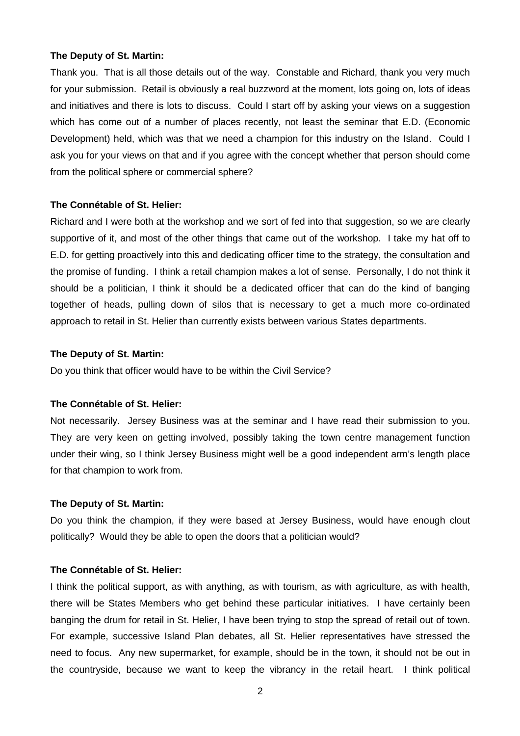**The Deputy of St. Martin:**

Thank you. That is all those details out of the way. Constable and Richard, thank you very much for your submission. Retail is obviously a real buzzword at the moment, lots going on, lots of ideas and initiatives and there is lots to discuss. Could I start off by asking your views on a suggestion which has come out of a number of places recently, not least the seminar that E.D. (Economic Development) held, which was that we need a champion for this industry on the Island. Could I ask you for your views on that and if you agree with the concept whether that person should come from the political sphere or commercial sphere?

**The Connétable of St. Helier:**

Richard and I were both at the workshop and we sort of fed into that suggestion, so we are clearly supportive of it, and most of the other things that came out of the workshop. I take my hat off to E.D. for getting proactively into this and dedicating officer time to the strategy, the consultation and the promise of funding. I think a retail champion makes a lot of sense. Personally, I do not think it should be a politician, I think it should be a dedicated officer that can do the kind of banging together of heads, pulling down of silos that is necessary to get a much more co-ordinated approach to retail in St. Helier than currently exists between various States departments.

**The Deputy of St. Martin:**

Do you think that officer would have to be within the Civil Service?

**The Connétable of St. Helier:**

Not necessarily. Jersey Business was at the seminar and I have read their submission to you. They are very keen on getting involved, possibly taking the town centre management function under their wing, so I think Jersey Business might well be a good independent arm's length place for that champion to work from.

**The Deputy of St. Martin:**

Do you think the champion, if they were based at Jersey Business, would have enough clout politically? Would they be able to open the doors that a politician would?

**The Connétable of St. Helier:**

I think the political support, as with anything, as with tourism, as with agriculture, as with health, there will be States Members who get behind these particular initiatives. I have certainly been banging the drum for retail in St. Helier, I have been trying to stop the spread of retail out of town. For example, successive Island Plan debates, all St. Helier representatives have stressed the need to focus. Any new supermarket, for example, should be in the town, it should not be out in the countryside, because we want to keep the vibrancy in the retail heart. I think political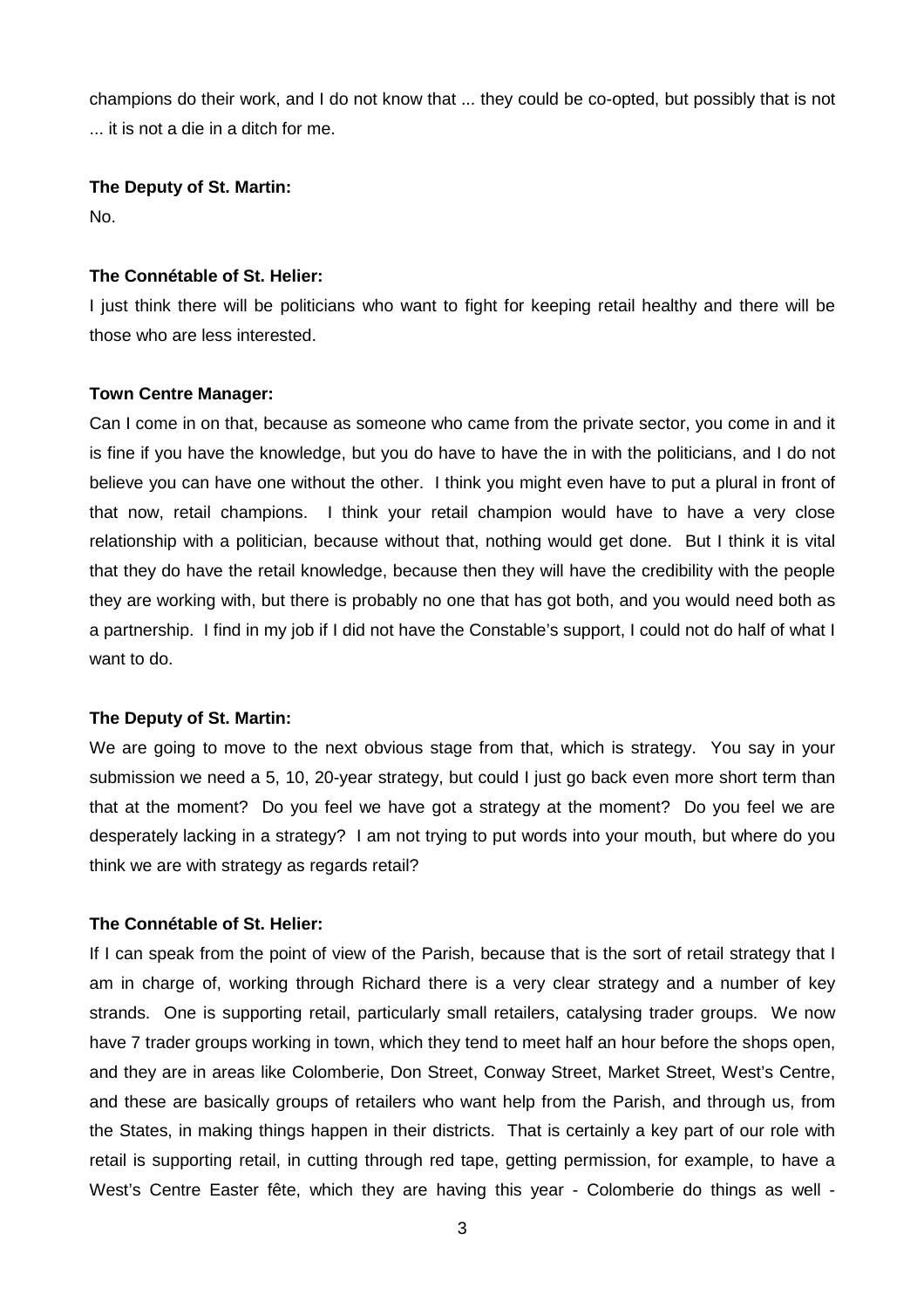champions do their work, and I do not know that ... they could be co-opted, but possibly that is not ... it is not a die in a ditch for me.

**The Deputy of St. Martin:**

No.

**The Connétable of St. Helier:**

I just think there will be politicians who want to fight for keeping retail healthy and there will be those who are less interested.

**Town Centre Manager:**

Can I come in on that, because as someone who came from the private sector, you come in and it is fine if you have the knowledge, but you do have to have the in with the politicians, and I do not believe you can have one without the other. I think you might even have to put a plural in front of that now, retail champions. I think your retail champion would have to have a very close relationship with a politician, because without that, nothing would get done. But I think it is vital that they do have the retail knowledge, because then they will have the credibility with the people they are working with, but there is probably no one that has got both, and you would need both as a partnership. I find in my job if I did not have the Constable's support, I could not do half of what I want to do.

**The Deputy of St. Martin:**

We are going to move to the next obvious stage from that, which is strategy. You say in your submission we need a 5, 10, 20-year strategy, but could I just go back even more short term than that at the moment? Do you feel we have got a strategy at the moment? Do you feel we are desperately lacking in a strategy? I am not trying to put words into your mouth, but where do you think we are with strategy as regards retail?

**The Connétable of St. Helier:**

If I can speak from the point of view of the Parish, because that is the sort of retail strategy that I am in charge of, working through Richard there is a very clear strategy and a number of key strands. One is supporting retail, particularly small retailers, catalysing trader groups. We now have 7 trader groups working in town, which they tend to meet half an hour before the shops open, and they are in areas like Colomberie, Don Street, Conway Street, Market Street, West's Centre, and these are basically groups of retailers who want help from the Parish, and through us, from the States, in making things happen in their districts. That is certainly a key part of our role with retail is supporting retail, in cutting through red tape, getting permission, for example, to have a West's Centre Easter fête, which they are having this year - Colomberie do things as well -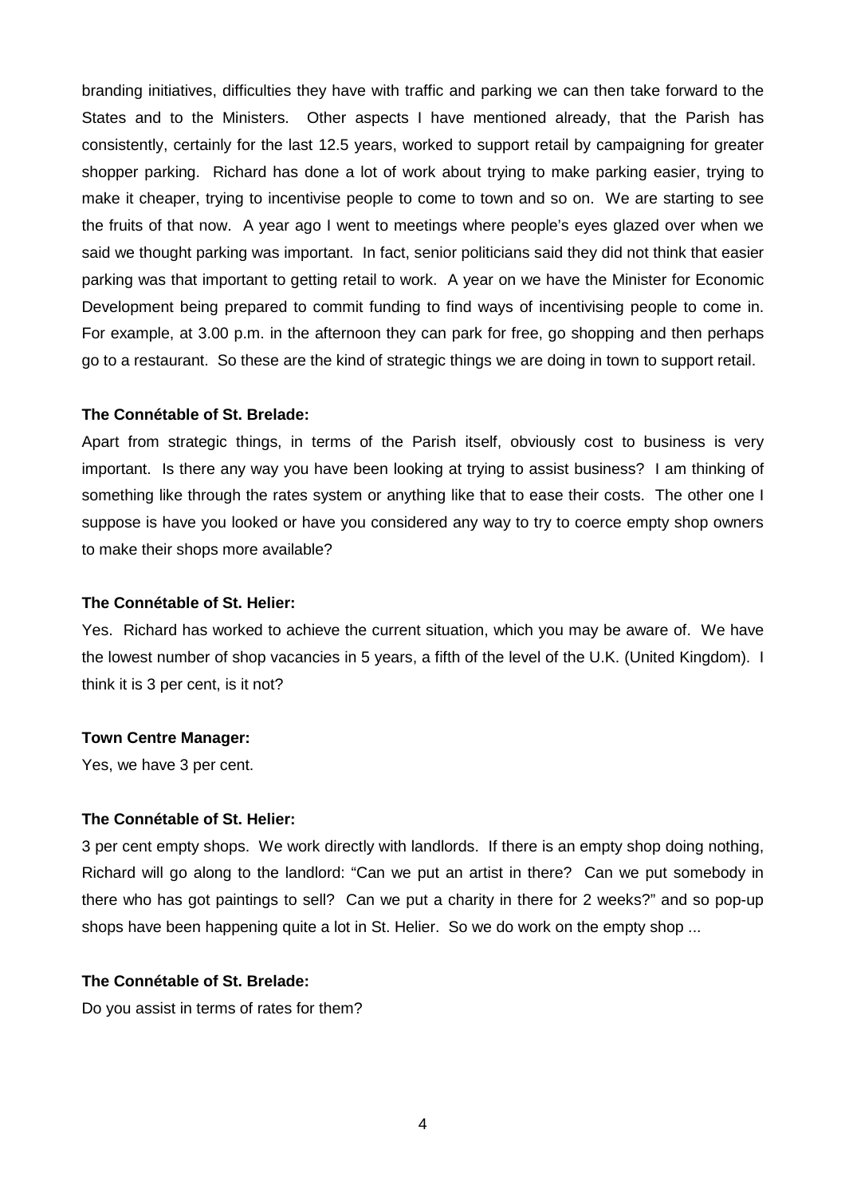branding initiatives, difficulties they have with traffic and parking we can then take forward to the States and to the Ministers. Other aspects I have mentioned already, that the Parish has consistently, certainly for the last 12.5 years, worked to support retail by campaigning for greater shopper parking. Richard has done a lot of work about trying to make parking easier, trying to make it cheaper, trying to incentivise people to come to town and so on. We are starting to see the fruits of that now. A year ago I went to meetings where people's eyes glazed over when we said we thought parking was important. In fact, senior politicians said they did not think that easier parking was that important to getting retail to work. A year on we have the Minister for Economic Development being prepared to commit funding to find ways of incentivising people to come in. For example, at 3.00 p.m. in the afternoon they can park for free, go shopping and then perhaps go to a restaurant. So these are the kind of strategic things we are doing in town to support retail.

**The Connétable of St. Brelade:**

Apart from strategic things, in terms of the Parish itself, obviously cost to business is very important. Is there any way you have been looking at trying to assist business? I am thinking of something like through the rates system or anything like that to ease their costs. The other one I suppose is have you looked or have you considered any way to try to coerce empty shop owners to make their shops more available?

**The Connétable of St. Helier:**

Yes. Richard has worked to achieve the current situation, which you may be aware of. We have the lowest number of shop vacancies in 5 years, a fifth of the level of the U.K. (United Kingdom). I think it is 3 per cent, is it not?

**Town Centre Manager:**

Yes, we have 3 per cent.

**The Connétable of St. Helier:**

3 per cent empty shops. We work directly with landlords. If there is an empty shop doing nothing, Richard will go along to the landlord: "Can we put an artist in there? Can we put somebody in there who has got paintings to sell? Can we put a charity in there for 2 weeks?" and so pop-up shops have been happening quite a lot in St. Helier. So we do work on the empty shop ...

**The Connétable of St. Brelade:**

Do you assist in terms of rates for them?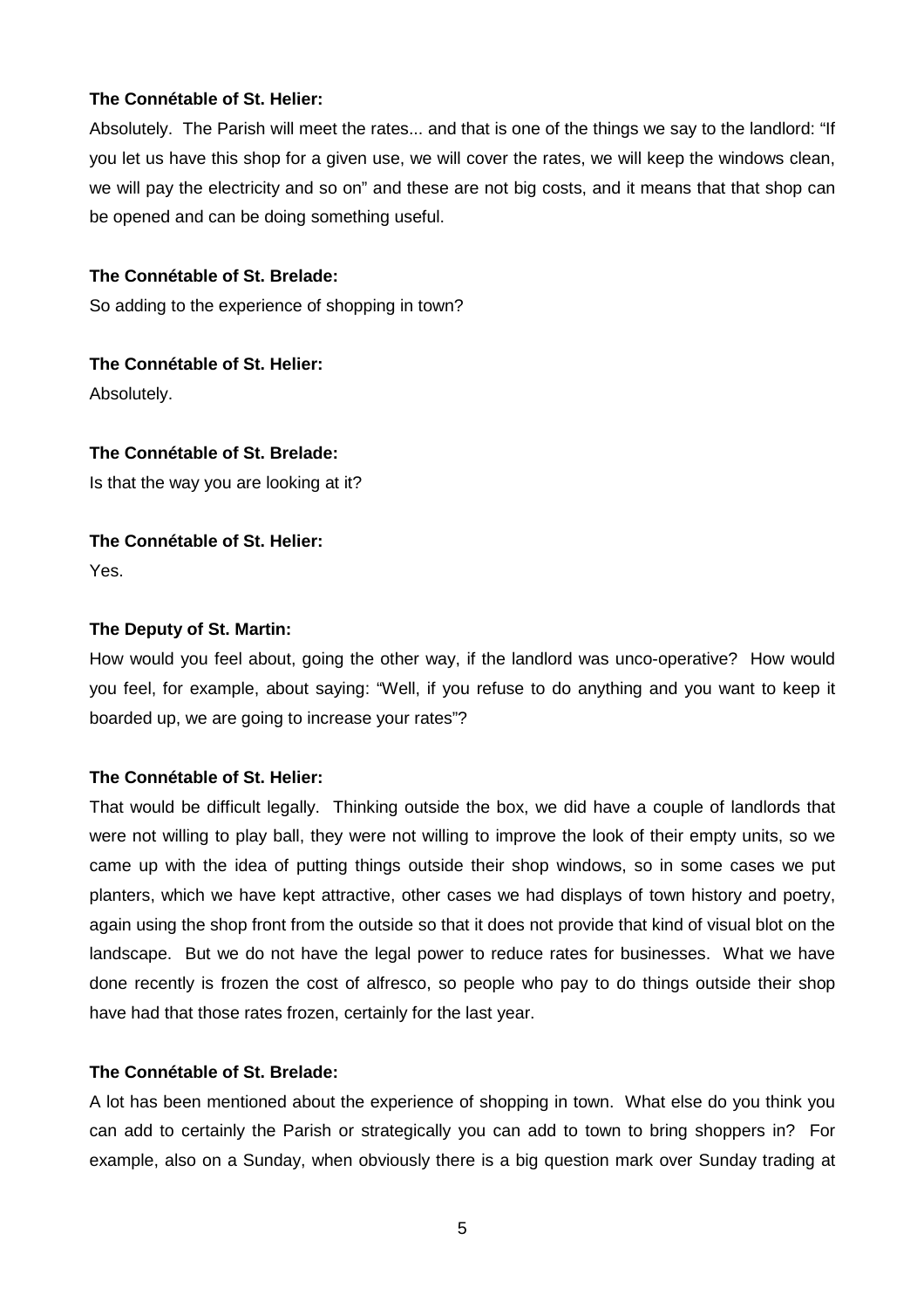**The Connétable of St. Helier:**

Absolutely. The Parish will meet the rates... and that is one of the things we say to the landlord: "If you let us have this shop for a given use, we will cover the rates, we will keep the windows clean, we will pay the electricity and so on" and these are not big costs, and it means that that shop can be opened and can be doing something useful.

**The Connétable of St. Brelade:**

So adding to the experience of shopping in town?

**The Connétable of St. Helier:**

Absolutely.

**The Connétable of St. Brelade:**

Is that the way you are looking at it?

**The Connétable of St. Helier:**

Yes.

**The Deputy of St. Martin:**

How would you feel about, going the other way, if the landlord was unco-operative? How would you feel, for example, about saying: "Well, if you refuse to do anything and you want to keep it boarded up, we are going to increase your rates"?

**The Connétable of St. Helier:**

That would be difficult legally. Thinking outside the box, we did have a couple of landlords that were not willing to play ball, they were not willing to improve the look of their empty units, so we came up with the idea of putting things outside their shop windows, so in some cases we put planters, which we have kept attractive, other cases we had displays of town history and poetry, again using the shop front from the outside so that it does not provide that kind of visual blot on the landscape. But we do not have the legal power to reduce rates for businesses. What we have done recently is frozen the cost of alfresco, so people who pay to do things outside their shop have had that those rates frozen, certainly for the last year.

**The Connétable of St. Brelade:**

A lot has been mentioned about the experience of shopping in town. What else do you think you can add to certainly the Parish or strategically you can add to town to bring shoppers in? For example, also on a Sunday, when obviously there is a big question mark over Sunday trading at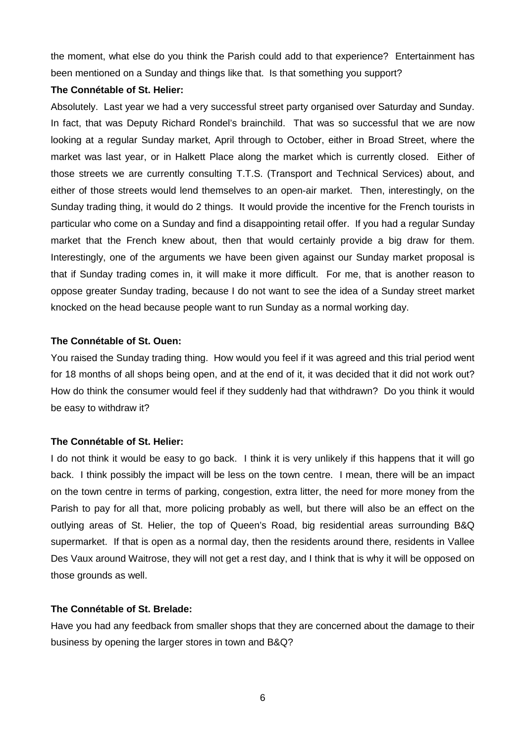the moment, what else do you think the Parish could add to that experience? Entertainment has been mentioned on a Sunday and things like that. Is that something you support?

**The Connétable of St. Helier:**

Absolutely. Last year we had a very successful street party organised over Saturday and Sunday. In fact, that was Deputy Richard Rondel's brainchild. That was so successful that we are now looking at a regular Sunday market, April through to October, either in Broad Street, where the market was last year, or in Halkett Place along the market which is currently closed. Either of those streets we are currently consulting T.T.S. (Transport and Technical Services) about, and either of those streets would lend themselves to an open-air market. Then, interestingly, on the Sunday trading thing, it would do 2 things. It would provide the incentive for the French tourists in particular who come on a Sunday and find a disappointing retail offer. If you had a regular Sunday market that the French knew about, then that would certainly provide a big draw for them. Interestingly, one of the arguments we have been given against our Sunday market proposal is that if Sunday trading comes in, it will make it more difficult. For me, that is another reason to oppose greater Sunday trading, because I do not want to see the idea of a Sunday street market knocked on the head because people want to run Sunday as a normal working day.

**The Connétable of St. Ouen:**

You raised the Sunday trading thing. How would you feel if it was agreed and this trial period went for 18 months of all shops being open, and at the end of it, it was decided that it did not work out? How do think the consumer would feel if they suddenly had that withdrawn? Do you think it would be easy to withdraw it?

**The Connétable of St. Helier:**

I do not think it would be easy to go back. I think it is very unlikely if this happens that it will go back. I think possibly the impact will be less on the town centre. I mean, there will be an impact on the town centre in terms of parking, congestion, extra litter, the need for more money from the Parish to pay for all that, more policing probably as well, but there will also be an effect on the outlying areas of St. Helier, the top of Queen's Road, big residential areas surrounding B&Q supermarket. If that is open as a normal day, then the residents around there, residents in Vallee Des Vaux around Waitrose, they will not get a rest day, and I think that is why it will be opposed on those grounds as well.

**The Connétable of St. Brelade:**

Have you had any feedback from smaller shops that they are concerned about the damage to their business by opening the larger stores in town and B&Q?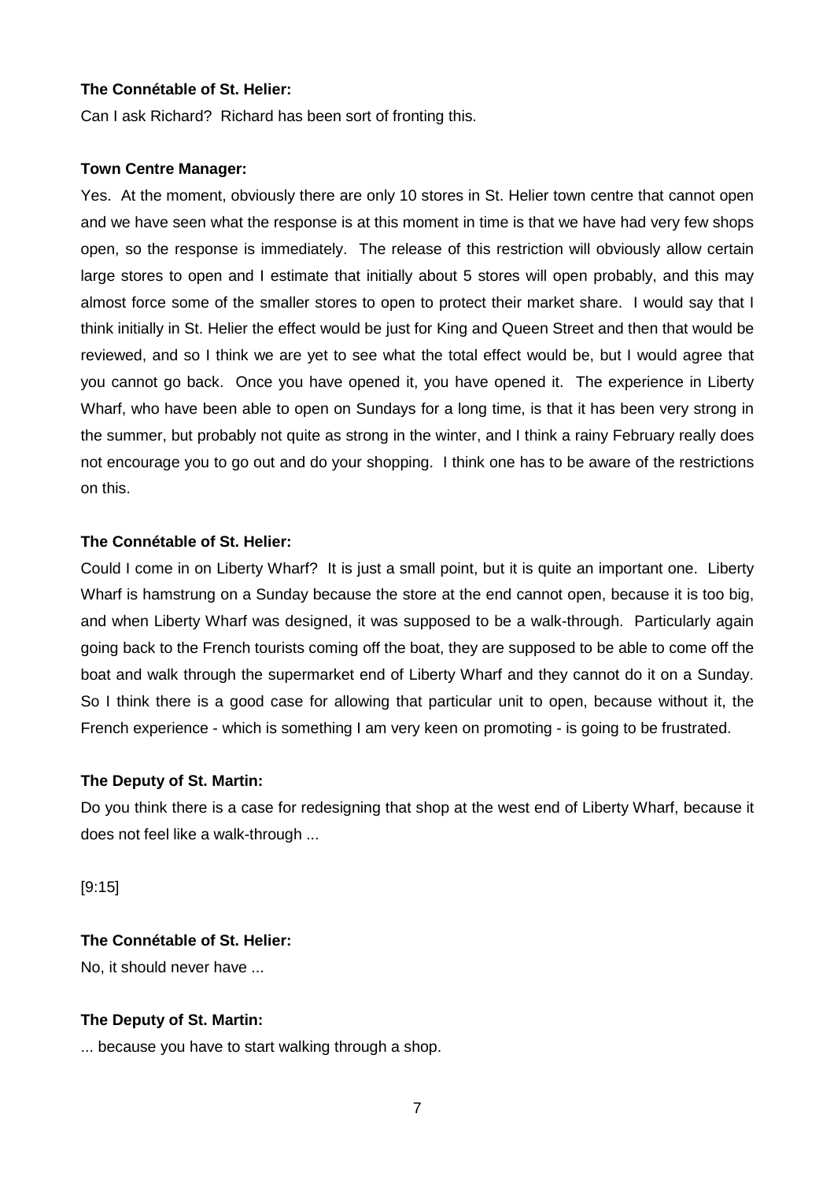**The Connétable of St. Helier:**

Can I ask Richard? Richard has been sort of fronting this.

**Town Centre Manager:**

Yes. At the moment, obviously there are only 10 stores in St. Helier town centre that cannot open and we have seen what the response is at this moment in time is that we have had very few shops open, so the response is immediately. The release of this restriction will obviously allow certain large stores to open and I estimate that initially about 5 stores will open probably, and this may almost force some of the smaller stores to open to protect their market share. I would say that I think initially in St. Helier the effect would be just for King and Queen Street and then that would be reviewed, and so I think we are yet to see what the total effect would be, but I would agree that you cannot go back. Once you have opened it, you have opened it. The experience in Liberty Wharf, who have been able to open on Sundays for a long time, is that it has been very strong in the summer, but probably not quite as strong in the winter, and I think a rainy February really does not encourage you to go out and do your shopping. I think one has to be aware of the restrictions on this.

**The Connétable of St. Helier:**

Could I come in on Liberty Wharf? It is just a small point, but it is quite an important one. Liberty Wharf is hamstrung on a Sunday because the store at the end cannot open, because it is too big, and when Liberty Wharf was designed, it was supposed to be a walk-through. Particularly again going back to the French tourists coming off the boat, they are supposed to be able to come off the boat and walk through the supermarket end of Liberty Wharf and they cannot do it on a Sunday. So I think there is a good case for allowing that particular unit to open, because without it, the French experience - which is something I am very keen on promoting - is going to be frustrated.

**The Deputy of St. Martin:**

Do you think there is a case for redesigning that shop at the west end of Liberty Wharf, because it does not feel like a walk-through ...

[9:15]

**The Connétable of St. Helier:**

No, it should never have ...

**The Deputy of St. Martin:**

... because you have to start walking through a shop.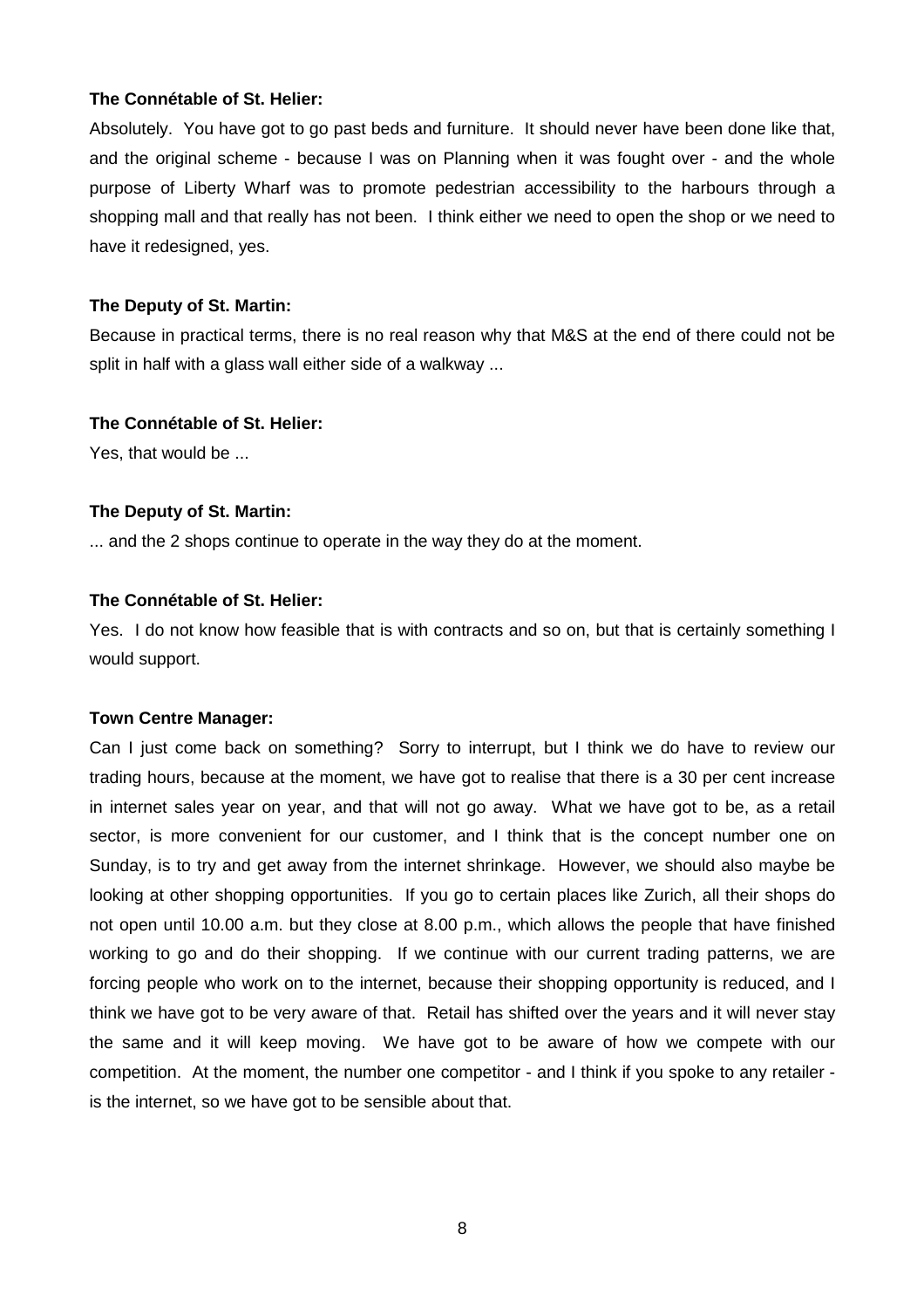**The Connétable of St. Helier:**

Absolutely. You have got to go past beds and furniture. It should never have been done like that, and the original scheme - because I was on Planning when it was fought over - and the whole purpose of Liberty Wharf was to promote pedestrian accessibility to the harbours through a shopping mall and that really has not been. I think either we need to open the shop or we need to have it redesigned, yes.

**The Deputy of St. Martin:**

Because in practical terms, there is no real reason why that M&S at the end of there could not be split in half with a glass wall either side of a walkway ...

**The Connétable of St. Helier:**

Yes, that would be ...

**The Deputy of St. Martin:**

... and the 2 shops continue to operate in the way they do at the moment.

**The Connétable of St. Helier:**

Yes. I do not know how feasible that is with contracts and so on, but that is certainly something I would support.

**Town Centre Manager:**

Can I just come back on something? Sorry to interrupt, but I think we do have to review our trading hours, because at the moment, we have got to realise that there is a 30 per cent increase in internet sales year on year, and that will not go away. What we have got to be, as a retail sector, is more convenient for our customer, and I think that is the concept number one on Sunday, is to try and get away from the internet shrinkage. However, we should also maybe be looking at other shopping opportunities. If you go to certain places like Zurich, all their shops do not open until 10.00 a.m. but they close at 8.00 p.m., which allows the people that have finished working to go and do their shopping. If we continue with our current trading patterns, we are forcing people who work on to the internet, because their shopping opportunity is reduced, and I think we have got to be very aware of that. Retail has shifted over the years and it will never stay the same and it will keep moving. We have got to be aware of how we compete with our competition. At the moment, the number one competitor - and I think if you spoke to any retailer - is the internet, so we have got to be sensible about that.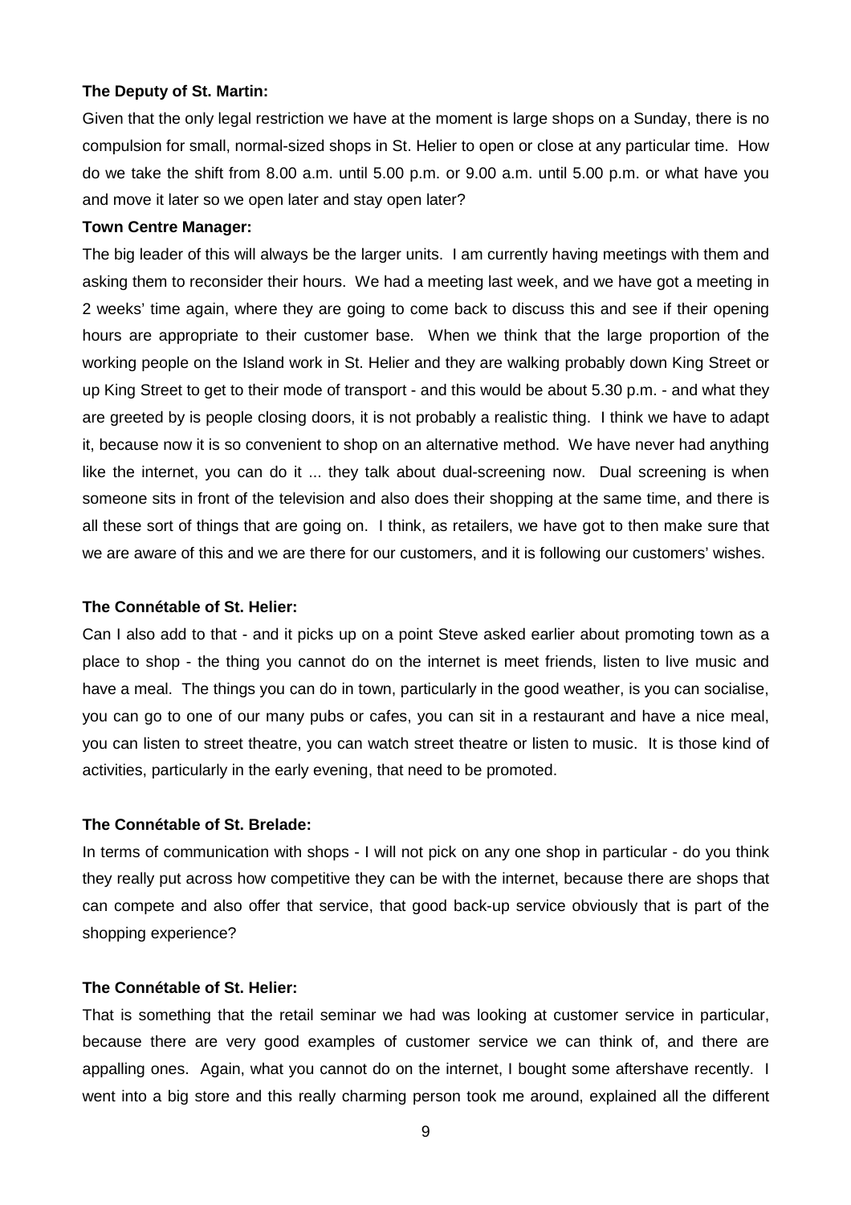**The Deputy of St. Martin:**

Given that the only legal restriction we have at the moment is large shops on a Sunday, there is no compulsion for small, normal-sized shops in St. Helier to open or close at any particular time. How do we take the shift from 8.00 a.m. until 5.00 p.m. or 9.00 a.m. until 5.00 p.m. or what have you and move it later so we open later and stay open later?

**Town Centre Manager:**

The big leader of this will always be the larger units. I am currently having meetings with them and asking them to reconsider their hours. We had a meeting last week, and we have got a meeting in 2 weeks' time again, where they are going to come back to discuss this and see if their opening hours are appropriate to their customer base. When we think that the large proportion of the working people on the Island work in St. Helier and they are walking probably down King Street or up King Street to get to their mode of transport - and this would be about 5.30 p.m. - and what they are greeted by is people closing doors, it is not probably a realistic thing. I think we have to adapt it, because now it is so convenient to shop on an alternative method. We have never had anything like the internet, you can do it ... they talk about dual-screening now. Dual screening is when someone sits in front of the television and also does their shopping at the same time, and there is all these sort of things that are going on. I think, as retailers, we have got to then make sure that we are aware of this and we are there for our customers, and it is following our customers' wishes.

**The Connétable of St. Helier:**

Can I also add to that - and it picks up on a point Steve asked earlier about promoting town as a place to shop - the thing you cannot do on the internet is meet friends, listen to live music and have a meal. The things you can do in town, particularly in the good weather, is you can socialise, you can go to one of our many pubs or cafes, you can sit in a restaurant and have a nice meal, you can listen to street theatre, you can watch street theatre or listen to music. It is those kind of activities, particularly in the early evening, that need to be promoted.

**The Connétable of St. Brelade:**

In terms of communication with shops - I will not pick on any one shop in particular - do you think they really put across how competitive they can be with the internet, because there are shops that can compete and also offer that service, that good back-up service obviously that is part of the shopping experience?

**The Connétable of St. Helier:**

That is something that the retail seminar we had was looking at customer service in particular, because there are very good examples of customer service we can think of, and there are appalling ones. Again, what you cannot do on the internet, I bought some aftershave recently. I went into a big store and this really charming person took me around, explained all the different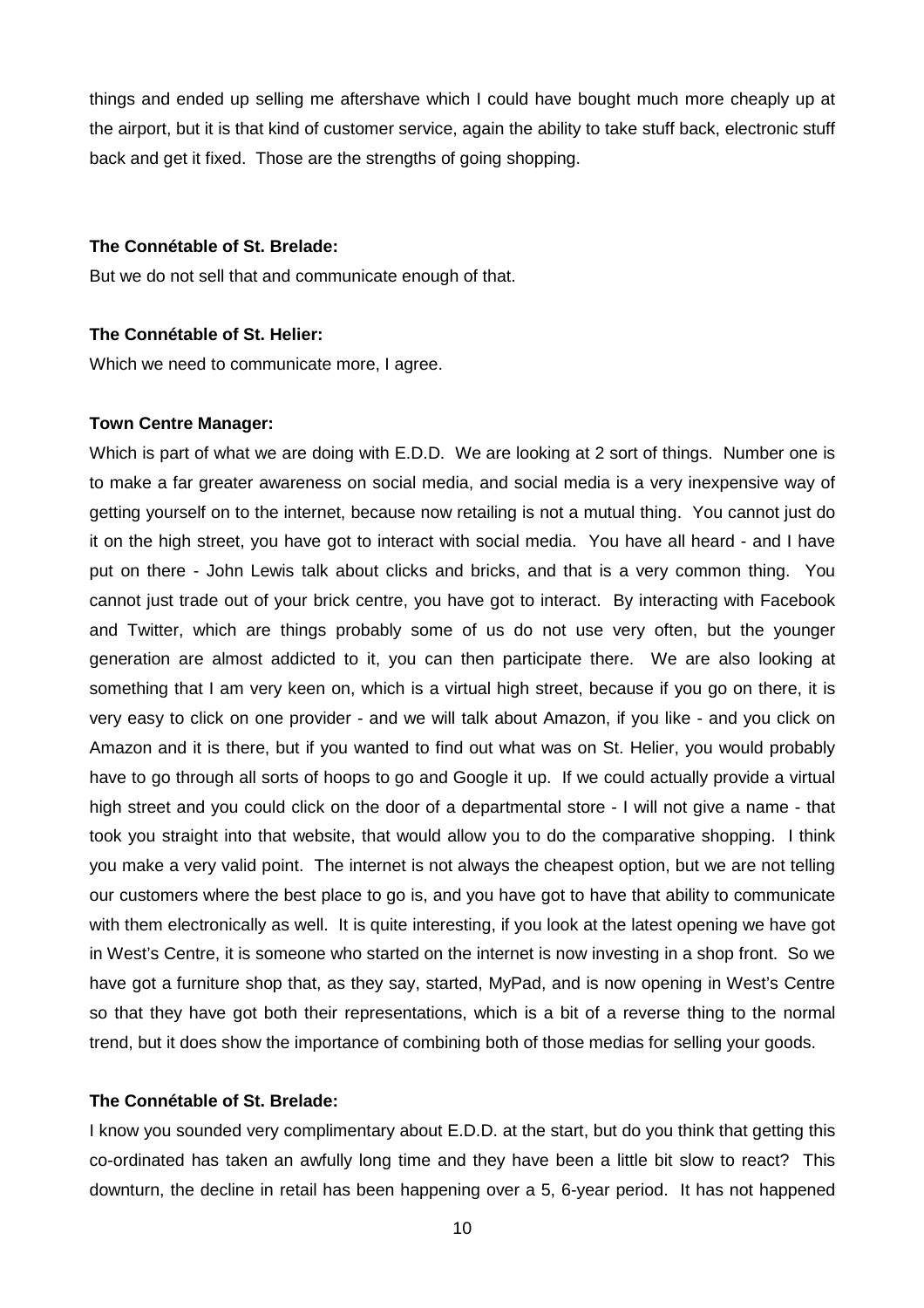things and ended up selling me aftershave which I could have bought much more cheaply up at the airport, but it is that kind of customer service, again the ability to take stuff back, electronic stuff back and get it fixed. Those are the strengths of going shopping.

**The Connétable of St. Brelade:**

But we do not sell that and communicate enough of that.

**The Connétable of St. Helier:**

Which we need to communicate more, I agree.

**Town Centre Manager:**

Which is part of what we are doing with E.D.D. We are looking at 2 sort of things. Number one is to make a far greater awareness on social media, and social media is a very inexpensive way of getting yourself on to the internet, because now retailing is not a mutual thing. You cannot just do it on the high street, you have got to interact with social media. You have all heard - and I have put on there - John Lewis talk about clicks and bricks, and that is a very common thing. You cannot just trade out of your brick centre, you have got to interact. By interacting with Facebook and Twitter, which are things probably some of us do not use very often, but the younger generation are almost addicted to it, you can then participate there. We are also looking at something that I am very keen on, which is a virtual high street, because if you go on there, it is very easy to click on one provider - and we will talk about Amazon, if you like - and you click on Amazon and it is there, but if you wanted to find out what was on St. Helier, you would probably have to go through all sorts of hoops to go and Google it up. If we could actually provide a virtual high street and you could click on the door of a departmental store - I will not give a name - that took you straight into that website, that would allow you to do the comparative shopping. I think you make a very valid point. The internet is not always the cheapest option, but we are not telling our customers where the best place to go is, and you have got to have that ability to communicate with them electronically as well. It is quite interesting, if you look at the latest opening we have got in West's Centre, it is someone who started on the internet is now investing in a shop front. So we have got a furniture shop that, as they say, started, MyPad, and is now opening in West's Centre so that they have got both their representations, which is a bit of a reverse thing to the normal trend, but it does show the importance of combining both of those medias for selling your goods.

**The Connétable of St. Brelade:**

I know you sounded very complimentary about E.D.D. at the start, but do you think that getting this co-ordinated has taken an awfully long time and they have been a little bit slow to react? This downturn, the decline in retail has been happening over a 5, 6-year period. It has not happened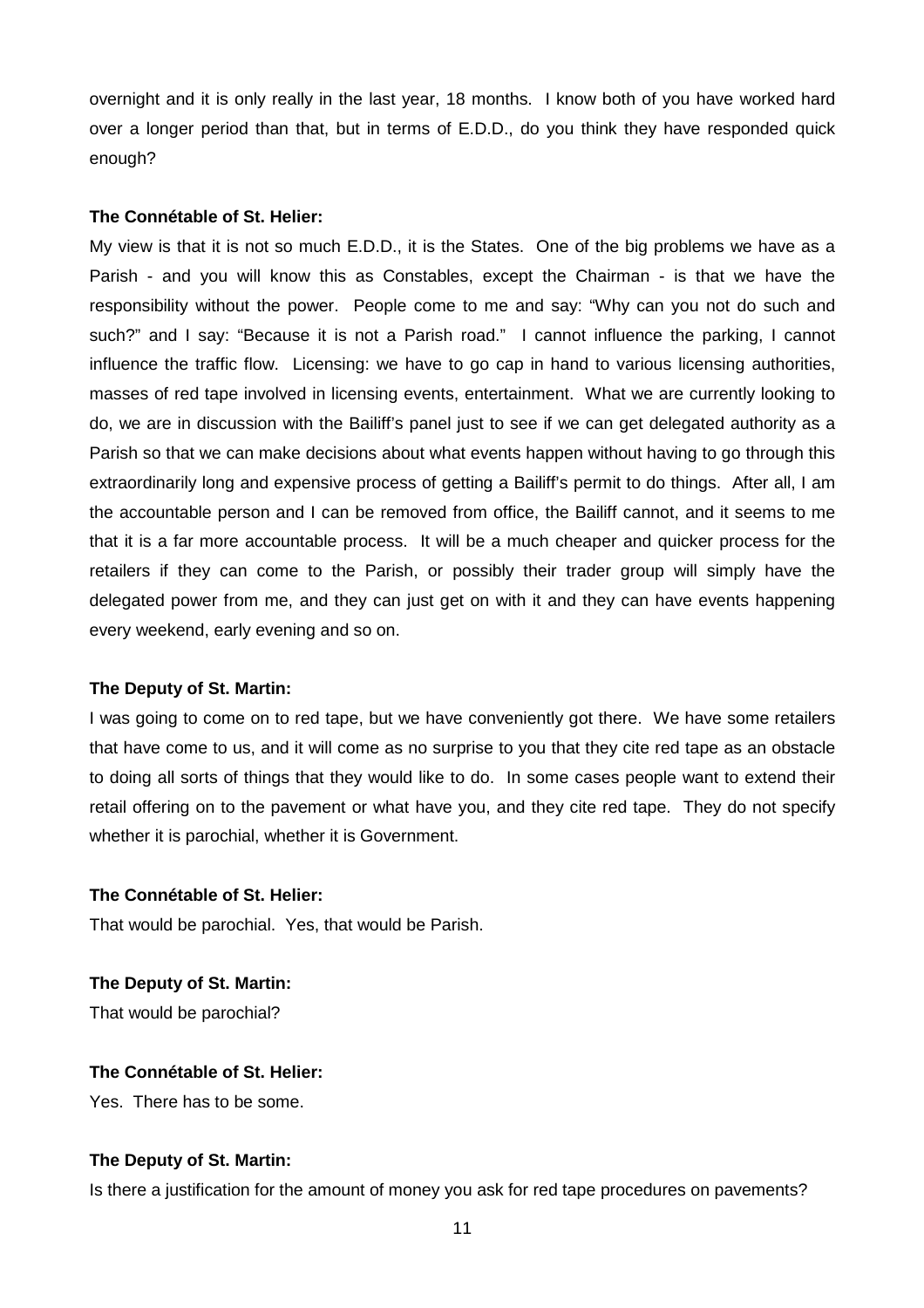overnight and it is only really in the last year, 18 months. I know both of you have worked hard over a longer period than that, but in terms of E.D.D., do you think they have responded quick enough?

**The Connétable of St. Helier:**

My view is that it is not so much E.D.D., it is the States. One of the big problems we have as a Parish - and you will know this as Constables, except the Chairman - is that we have the responsibility without the power. People come to me and say: "Why can you not do such and such?" and I say: "Because it is not a Parish road." I cannot influence the parking, I cannot influence the traffic flow. Licensing: we have to go cap in hand to various licensing authorities, masses of red tape involved in licensing events, entertainment. What we are currently looking to do, we are in discussion with the Bailiff's panel just to see if we can get delegated authority as a Parish so that we can make decisions about what events happen without having to go through this extraordinarily long and expensive process of getting a Bailiff's permit to do things. After all, I am the accountable person and I can be removed from office, the Bailiff cannot, and it seems to me that it is a far more accountable process. It will be a much cheaper and quicker process for the retailers if they can come to the Parish, or possibly their trader group will simply have the delegated power from me, and they can just get on with it and they can have events happening every weekend, early evening and so on.

**The Deputy of St. Martin:**

I was going to come on to red tape, but we have conveniently got there. We have some retailers that have come to us, and it will come as no surprise to you that they cite red tape as an obstacle to doing all sorts of things that they would like to do. In some cases people want to extend their retail offering on to the pavement or what have you, and they cite red tape. They do not specify whether it is parochial, whether it is Government.

**The Connétable of St. Helier:**

That would be parochial. Yes, that would be Parish.

**The Deputy of St. Martin:**

That would be parochial?

**The Connétable of St. Helier:**

Yes. There has to be some.

**The Deputy of St. Martin:**

Is there a justification for the amount of money you ask for red tape procedures on pavements?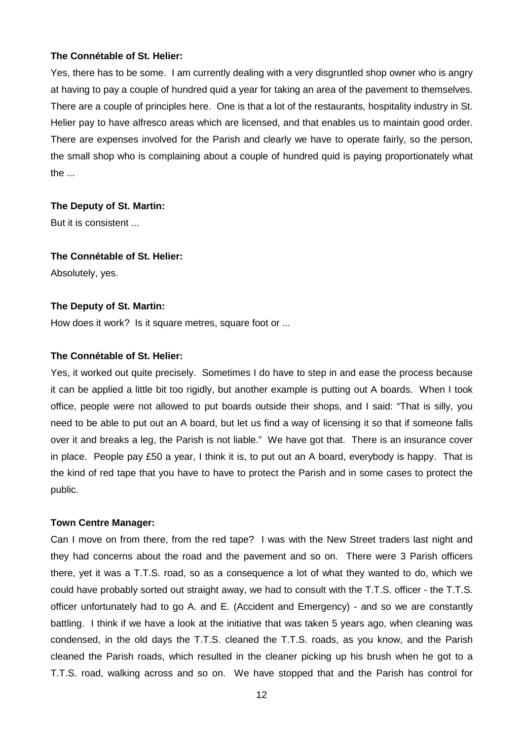**The Connétable of St. Helier:**

Yes, there has to be some. I am currently dealing with a very disgruntled shop owner who is angry at having to pay a couple of hundred quid a year for taking an area of the pavement to themselves. There are a couple of principles here. One is that a lot of the restaurants, hospitality industry in St. Helier pay to have alfresco areas which are licensed, and that enables us to maintain good order. There are expenses involved for the Parish and clearly we have to operate fairly, so the person, the small shop who is complaining about a couple of hundred quid is paying proportionately what the ...

**The Deputy of St. Martin:**

But it is consistent ...

**The Connétable of St. Helier:**

Absolutely, yes.

**The Deputy of St. Martin:**

How does it work? Is it square metres, square foot or ...

**The Connétable of St. Helier:**

Yes, it worked out quite precisely. Sometimes I do have to step in and ease the process because it can be applied a little bit too rigidly, but another example is putting out A boards. When I took office, people were not allowed to put boards outside their shops, and I said: "That is silly, you need to be able to put out an A board, but let us find a way of licensing it so that if someone falls over it and breaks a leg, the Parish is not liable." We have got that. There is an insurance cover in place. People pay £50 a year, I think it is, to put out an A board, everybody is happy. That is the kind of red tape that you have to have to protect the Parish and in some cases to protect the public.

**Town Centre Manager:**

Can I move on from there, from the red tape? I was with the New Street traders last night and they had concerns about the road and the pavement and so on. There were 3 Parish officers there, yet it was a T.T.S. road, so as a consequence a lot of what they wanted to do, which we could have probably sorted out straight away, we had to consult with the T.T.S. officer - the T.T.S. officer unfortunately had to go A. and E. (Accident and Emergency) - and so we are constantly battling. I think if we have a look at the initiative that was taken 5 years ago, when cleaning was condensed, in the old days the T.T.S. cleaned the T.T.S. roads, as you know, and the Parish cleaned the Parish roads, which resulted in the cleaner picking up his brush when he got to a T.T.S. road, walking across and so on. We have stopped that and the Parish has control for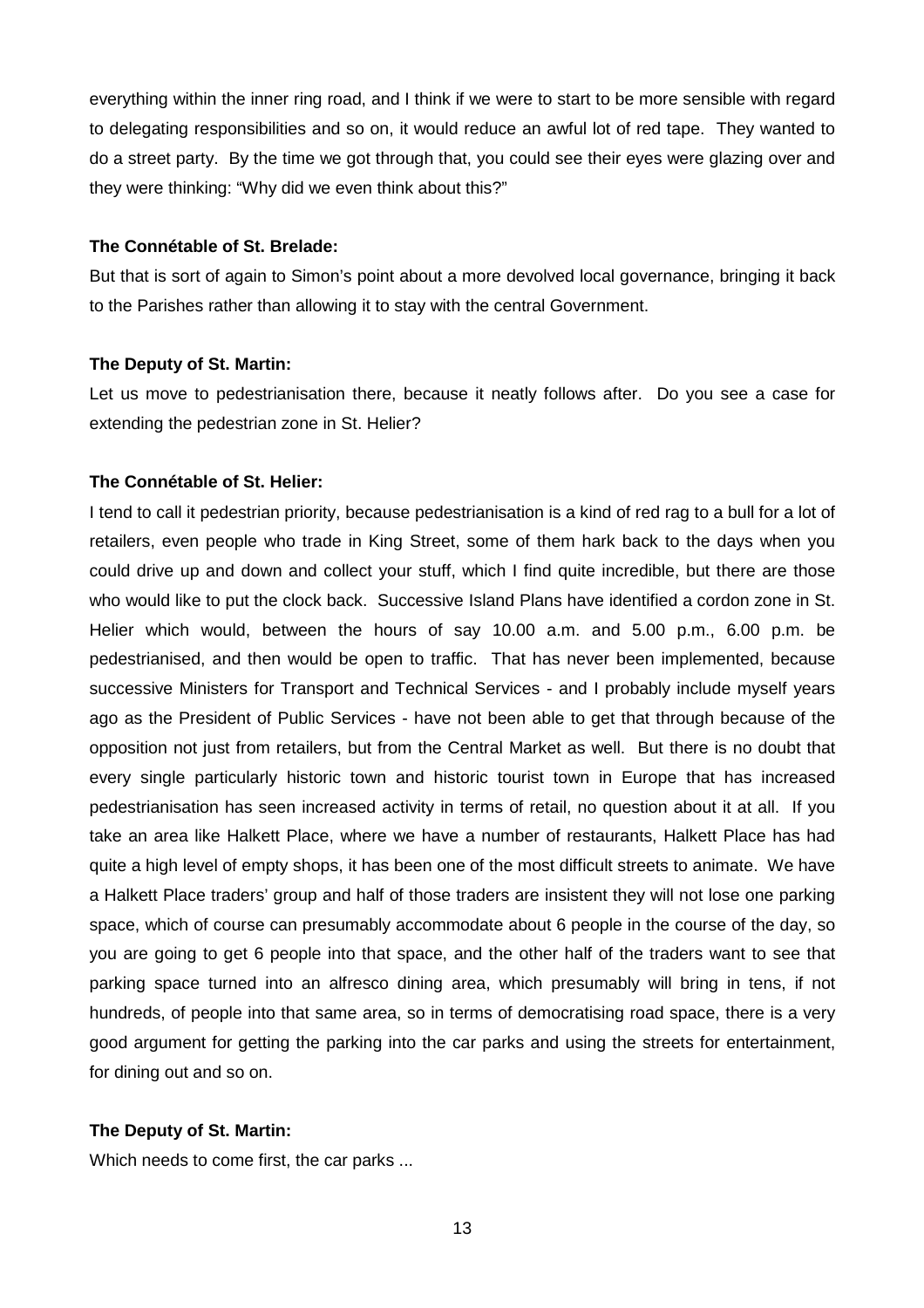everything within the inner ring road, and I think if we were to start to be more sensible with regard to delegating responsibilities and so on, it would reduce an awful lot of red tape. They wanted to do a street party. By the time we got through that, you could see their eyes were glazing over and they were thinking: "Why did we even think about this?"

**The Connétable of St. Brelade:**

But that is sort of again to Simon's point about a more devolved local governance, bringing it back to the Parishes rather than allowing it to stay with the central Government.

**The Deputy of St. Martin:**

Let us move to pedestrianisation there, because it neatly follows after. Do you see a case for extending the pedestrian zone in St. Helier?

**The Connétable of St. Helier:**

I tend to call it pedestrian priority, because pedestrianisation is a kind of red rag to a bull for a lot of retailers, even people who trade in King Street, some of them hark back to the days when you could drive up and down and collect your stuff, which I find quite incredible, but there are those who would like to put the clock back. Successive Island Plans have identified a cordon zone in St. Helier which would, between the hours of say 10.00 a.m. and 5.00 p.m., 6.00 p.m. be pedestrianised, and then would be open to traffic. That has never been implemented, because successive Ministers for Transport and Technical Services - and I probably include myself years ago as the President of Public Services - have not been able to get that through because of the opposition not just from retailers, but from the Central Market as well. But there is no doubt that every single particularly historic town and historic tourist town in Europe that has increased pedestrianisation has seen increased activity in terms of retail, no question about it at all. If you take an area like Halkett Place, where we have a number of restaurants, Halkett Place has had quite a high level of empty shops, it has been one of the most difficult streets to animate. We have a Halkett Place traders' group and half of those traders are insistent they will not lose one parking space, which of course can presumably accommodate about 6 people in the course of the day, so you are going to get 6 people into that space, and the other half of the traders want to see that parking space turned into an alfresco dining area, which presumably will bring in tens, if not hundreds, of people into that same area, so in terms of democratising road space, there is a very good argument for getting the parking into the car parks and using the streets for entertainment, for dining out and so on.

**The Deputy of St. Martin:**

Which needs to come first, the car parks ...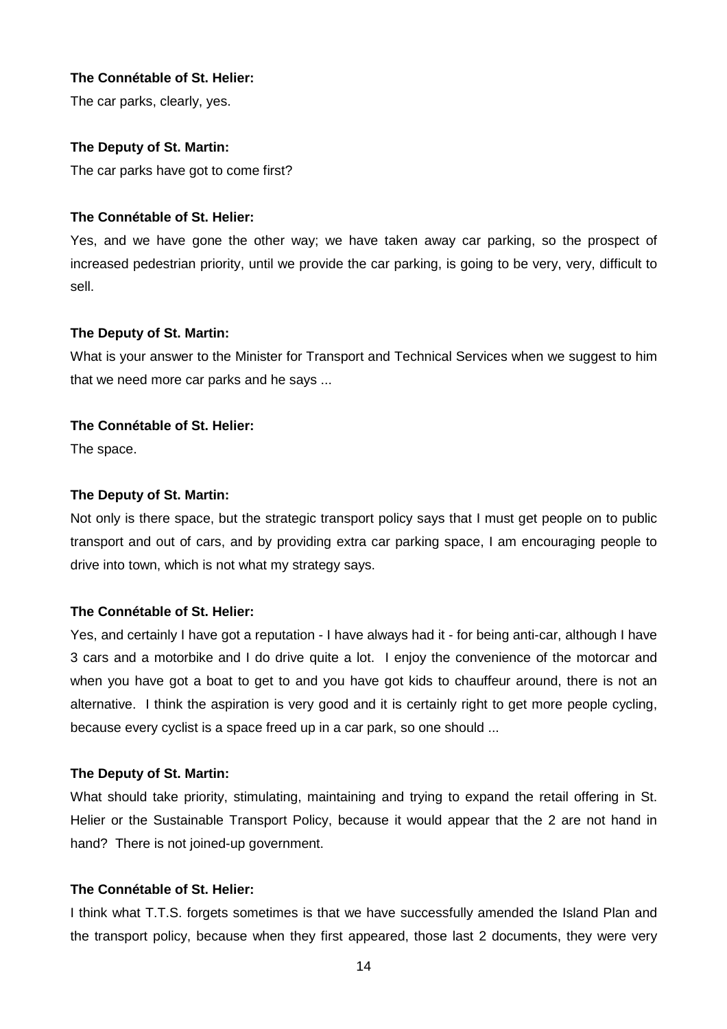**The Connétable of St. Helier:**

The car parks, clearly, yes.

**The Deputy of St. Martin:**

The car parks have got to come first?

**The Connétable of St. Helier:**

Yes, and we have gone the other way; we have taken away car parking, so the prospect of increased pedestrian priority, until we provide the car parking, is going to be very, very, difficult to sell.

**The Deputy of St. Martin:**

What is your answer to the Minister for Transport and Technical Services when we suggest to him that we need more car parks and he says ...

**The Connétable of St. Helier:**

The space.

**The Deputy of St. Martin:**

Not only is there space, but the strategic transport policy says that I must get people on to public transport and out of cars, and by providing extra car parking space, I am encouraging people to drive into town, which is not what my strategy says.

**The Connétable of St. Helier:**

Yes, and certainly I have got a reputation - I have always had it - for being anti-car, although I have 3 cars and a motorbike and I do drive quite a lot. I enjoy the convenience of the motorcar and when you have got a boat to get to and you have got kids to chauffeur around, there is not an alternative. I think the aspiration is very good and it is certainly right to get more people cycling, because every cyclist is a space freed up in a car park, so one should ...

**The Deputy of St. Martin:**

What should take priority, stimulating, maintaining and trying to expand the retail offering in St. Helier or the Sustainable Transport Policy, because it would appear that the 2 are not hand in hand? There is not joined-up government.

**The Connétable of St. Helier:**

I think what T.T.S. forgets sometimes is that we have successfully amended the Island Plan and the transport policy, because when they first appeared, those last 2 documents, they were very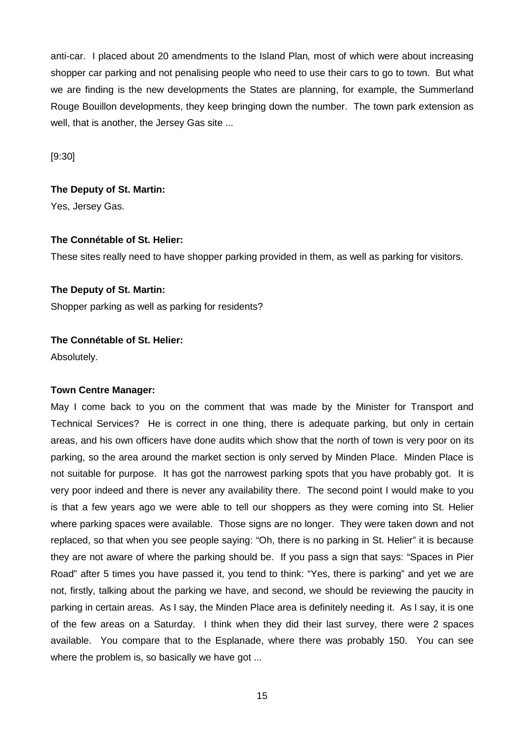anti-car. I placed about 20 amendments to the Island Plan*,* most of which were about increasing shopper car parking and not penalising people who need to use their cars to go to town. But what we are finding is the new developments the States are planning, for example, the Summerland Rouge Bouillon developments, they keep bringing down the number. The town park extension as well, that is another, the Jersey Gas site ...

[9:30]

**The Deputy of St. Martin:**

Yes, Jersey Gas.

**The Connétable of St. Helier:**

These sites really need to have shopper parking provided in them, as well as parking for visitors.

**The Deputy of St. Martin:**

Shopper parking as well as parking for residents?

**The Connétable of St. Helier:**

Absolutely.

**Town Centre Manager:**

May I come back to you on the comment that was made by the Minister for Transport and Technical Services? He is correct in one thing, there is adequate parking, but only in certain areas, and his own officers have done audits which show that the north of town is very poor on its parking, so the area around the market section is only served by Minden Place. Minden Place is not suitable for purpose. It has got the narrowest parking spots that you have probably got. It is very poor indeed and there is never any availability there. The second point I would make to you is that a few years ago we were able to tell our shoppers as they were coming into St. Helier where parking spaces were available. Those signs are no longer. They were taken down and not replaced, so that when you see people saying: "Oh, there is no parking in St. Helier" it is because they are not aware of where the parking should be. If you pass a sign that says: "Spaces in Pier Road" after 5 times you have passed it, you tend to think: "Yes, there is parking" and yet we are not, firstly, talking about the parking we have, and second, we should be reviewing the paucity in parking in certain areas. As I say, the Minden Place area is definitely needing it. As I say, it is one of the few areas on a Saturday. I think when they did their last survey, there were 2 spaces available. You compare that to the Esplanade, where there was probably 150. You can see where the problem is, so basically we have got ...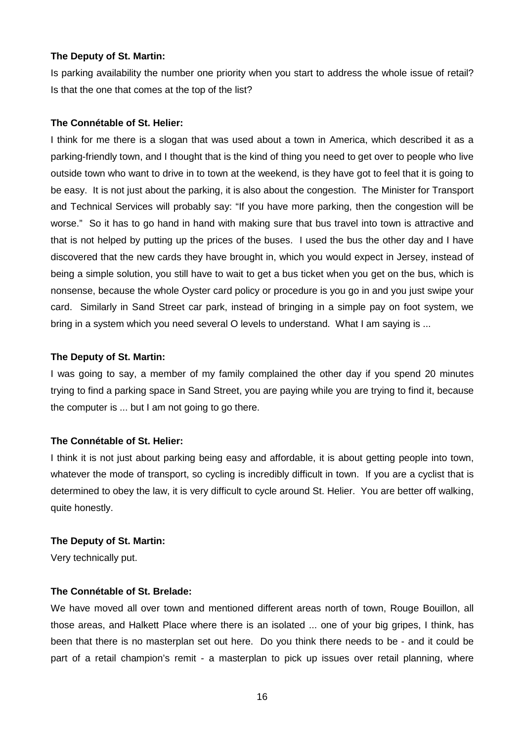**The Deputy of St. Martin:**

Is parking availability the number one priority when you start to address the whole issue of retail? Is that the one that comes at the top of the list?

**The Connétable of St. Helier:**

I think for me there is a slogan that was used about a town in America, which described it as a parking-friendly town, and I thought that is the kind of thing you need to get over to people who live outside town who want to drive in to town at the weekend, is they have got to feel that it is going to be easy. It is not just about the parking, it is also about the congestion. The Minister for Transport and Technical Services will probably say: "If you have more parking, then the congestion will be worse." So it has to go hand in hand with making sure that bus travel into town is attractive and that is not helped by putting up the prices of the buses. I used the bus the other day and I have discovered that the new cards they have brought in, which you would expect in Jersey, instead of being a simple solution, you still have to wait to get a bus ticket when you get on the bus, which is nonsense, because the whole Oyster card policy or procedure is you go in and you just swipe your card. Similarly in Sand Street car park, instead of bringing in a simple pay on foot system, we bring in a system which you need several O levels to understand. What I am saying is ...

**The Deputy of St. Martin:**

I was going to say, a member of my family complained the other day if you spend 20 minutes trying to find a parking space in Sand Street, you are paying while you are trying to find it, because the computer is ... but I am not going to go there.

**The Connétable of St. Helier:**

I think it is not just about parking being easy and affordable, it is about getting people into town, whatever the mode of transport, so cycling is incredibly difficult in town. If you are a cyclist that is determined to obey the law, it is very difficult to cycle around St. Helier. You are better off walking, quite honestly.

**The Deputy of St. Martin:**

Very technically put.

**The Connétable of St. Brelade:**

We have moved all over town and mentioned different areas north of town, Rouge Bouillon, all those areas, and Halkett Place where there is an isolated ... one of your big gripes, I think, has been that there is no masterplan set out here. Do you think there needs to be - and it could be part of a retail champion's remit - a masterplan to pick up issues over retail planning, where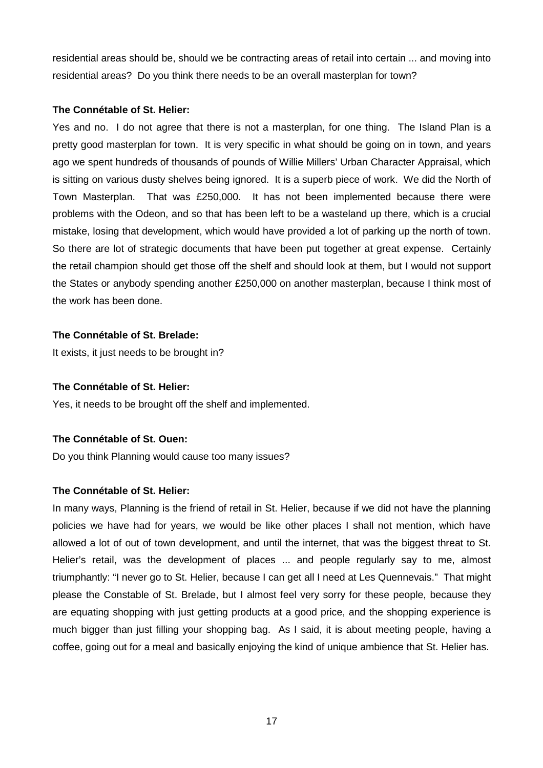residential areas should be, should we be contracting areas of retail into certain ... and moving into residential areas? Do you think there needs to be an overall masterplan for town?

**The Connétable of St. Helier:**

Yes and no. I do not agree that there is not a masterplan, for one thing. The Island Plan is a pretty good masterplan for town. It is very specific in what should be going on in town, and years ago we spent hundreds of thousands of pounds of Willie Millers' Urban Character Appraisal, which is sitting on various dusty shelves being ignored. It is a superb piece of work. We did the North of Town Masterplan. That was £250,000. It has not been implemented because there were problems with the Odeon, and so that has been left to be a wasteland up there, which is a crucial mistake, losing that development, which would have provided a lot of parking up the north of town. So there are lot of strategic documents that have been put together at great expense. Certainly the retail champion should get those off the shelf and should look at them, but I would not support the States or anybody spending another £250,000 on another masterplan, because I think most of the work has been done.

**The Connétable of St. Brelade:**

It exists, it just needs to be brought in?

**The Connétable of St. Helier:**

Yes, it needs to be brought off the shelf and implemented.

**The Connétable of St. Ouen:**

Do you think Planning would cause too many issues?

**The Connétable of St. Helier:**

In many ways, Planning is the friend of retail in St. Helier, because if we did not have the planning policies we have had for years, we would be like other places I shall not mention, which have allowed a lot of out of town development, and until the internet, that was the biggest threat to St. Helier's retail, was the development of places ... and people regularly say to me, almost triumphantly: "I never go to St. Helier, because I can get all I need at Les Quennevais." That might please the Constable of St. Brelade, but I almost feel very sorry for these people, because they are equating shopping with just getting products at a good price, and the shopping experience is much bigger than just filling your shopping bag. As I said, it is about meeting people, having a coffee, going out for a meal and basically enjoying the kind of unique ambience that St. Helier has.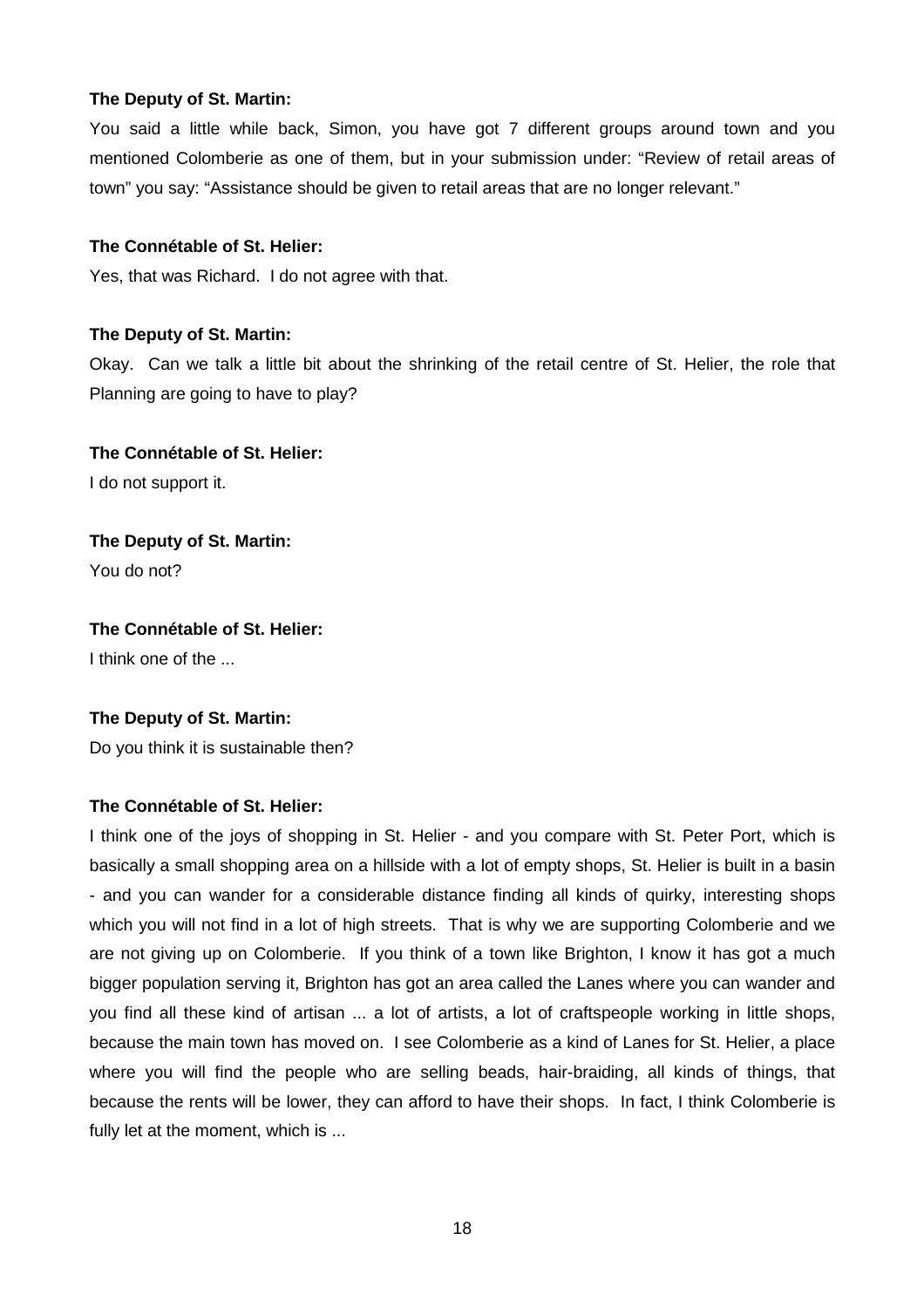**The Deputy of St. Martin:**

You said a little while back, Simon, you have got 7 different groups around town and you mentioned Colomberie as one of them, but in your submission under: "Review of retail areas of town" you say: "Assistance should be given to retail areas that are no longer relevant."

**The Connétable of St. Helier:**

Yes, that was Richard. I do not agree with that.

**The Deputy of St. Martin:**

Okay. Can we talk a little bit about the shrinking of the retail centre of St. Helier, the role that Planning are going to have to play?

**The Connétable of St. Helier:**

I do not support it.

**The Deputy of St. Martin:**

You do not?

**The Connétable of St. Helier:**

I think one of the ...

**The Deputy of St. Martin:**

Do you think it is sustainable then?

**The Connétable of St. Helier:**

I think one of the joys of shopping in St. Helier - and you compare with St. Peter Port, which is basically a small shopping area on a hillside with a lot of empty shops, St. Helier is built in a basin - and you can wander for a considerable distance finding all kinds of quirky, interesting shops which you will not find in a lot of high streets. That is why we are supporting Colomberie and we are not giving up on Colomberie. If you think of a town like Brighton, I know it has got a much bigger population serving it, Brighton has got an area called the Lanes where you can wander and you find all these kind of artisan ... a lot of artists, a lot of craftspeople working in little shops, because the main town has moved on. I see Colomberie as a kind of Lanes for St. Helier, a place where you will find the people who are selling beads, hair-braiding, all kinds of things, that because the rents will be lower, they can afford to have their shops. In fact, I think Colomberie is fully let at the moment, which is ...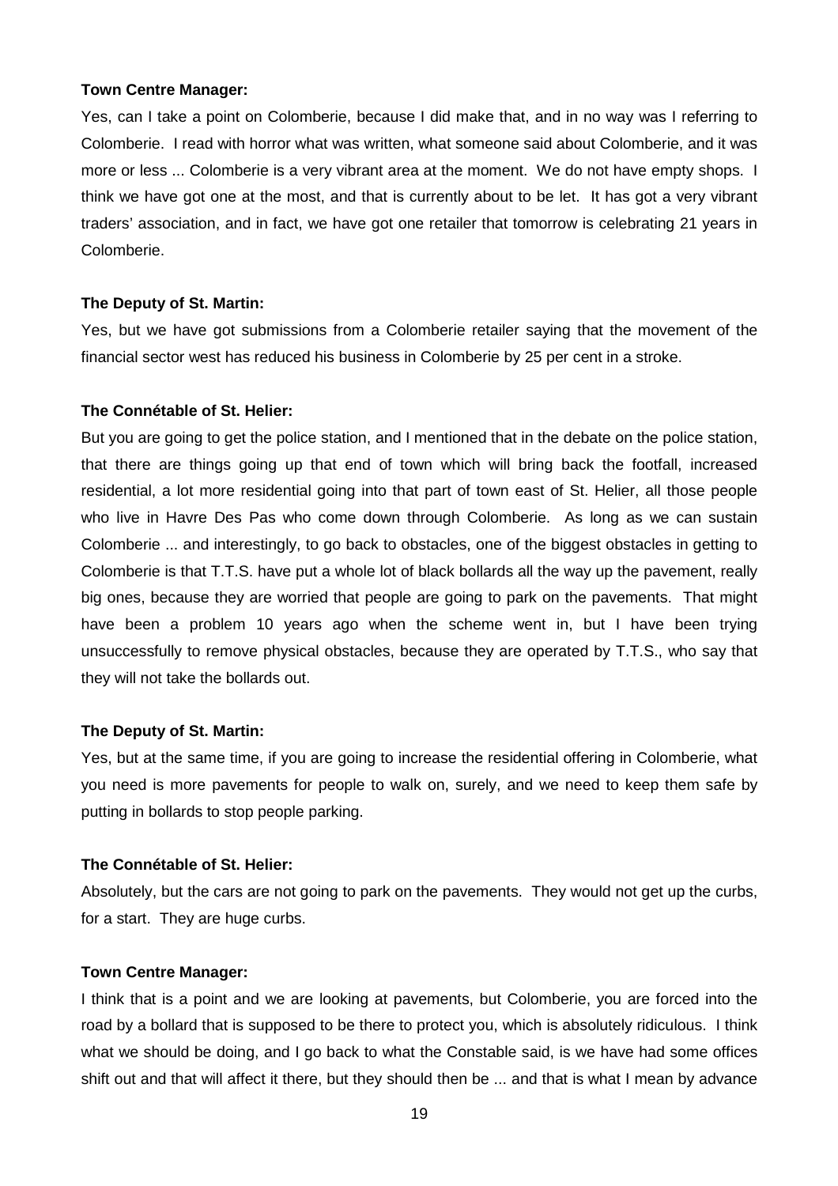**Town Centre Manager:**

Yes, can I take a point on Colomberie, because I did make that, and in no way was I referring to Colomberie. I read with horror what was written, what someone said about Colomberie, and it was more or less ... Colomberie is a very vibrant area at the moment. We do not have empty shops. I think we have got one at the most, and that is currently about to be let. It has got a very vibrant traders' association, and in fact, we have got one retailer that tomorrow is celebrating 21 years in Colomberie.

**The Deputy of St. Martin:**

Yes, but we have got submissions from a Colomberie retailer saying that the movement of the financial sector west has reduced his business in Colomberie by 25 per cent in a stroke.

**The Connétable of St. Helier:**

But you are going to get the police station, and I mentioned that in the debate on the police station, that there are things going up that end of town which will bring back the footfall, increased residential, a lot more residential going into that part of town east of St. Helier, all those people who live in Havre Des Pas who come down through Colomberie. As long as we can sustain Colomberie ... and interestingly, to go back to obstacles, one of the biggest obstacles in getting to Colomberie is that T.T.S. have put a whole lot of black bollards all the way up the pavement, really big ones, because they are worried that people are going to park on the pavements. That might have been a problem 10 years ago when the scheme went in, but I have been trying unsuccessfully to remove physical obstacles, because they are operated by T.T.S., who say that they will not take the bollards out.

**The Deputy of St. Martin:**

Yes, but at the same time, if you are going to increase the residential offering in Colomberie, what you need is more pavements for people to walk on, surely, and we need to keep them safe by putting in bollards to stop people parking.

**The Connétable of St. Helier:**

Absolutely, but the cars are not going to park on the pavements. They would not get up the curbs, for a start. They are huge curbs.

**Town Centre Manager:**

I think that is a point and we are looking at pavements, but Colomberie, you are forced into the road by a bollard that is supposed to be there to protect you, which is absolutely ridiculous. I think what we should be doing, and I go back to what the Constable said, is we have had some offices shift out and that will affect it there, but they should then be ... and that is what I mean by advance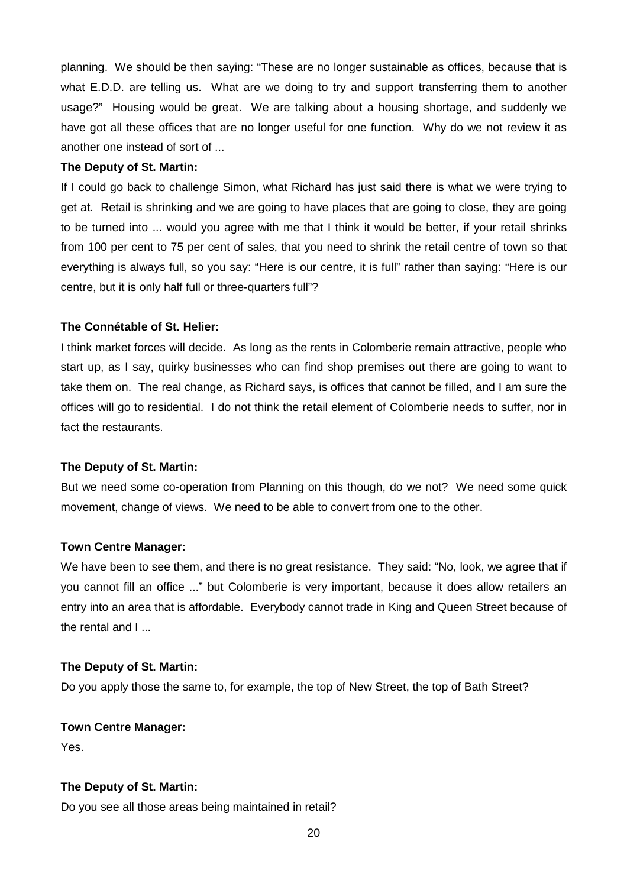planning. We should be then saying: "These are no longer sustainable as offices, because that is what E.D.D. are telling us. What are we doing to try and support transferring them to another usage?" Housing would be great. We are talking about a housing shortage, and suddenly we have got all these offices that are no longer useful for one function. Why do we not review it as another one instead of sort of ...

**The Deputy of St. Martin:**

If I could go back to challenge Simon, what Richard has just said there is what we were trying to get at. Retail is shrinking and we are going to have places that are going to close, they are going to be turned into ... would you agree with me that I think it would be better, if your retail shrinks from 100 per cent to 75 per cent of sales, that you need to shrink the retail centre of town so that everything is always full, so you say: "Here is our centre, it is full" rather than saying: "Here is our centre, but it is only half full or three-quarters full"?

**The Connétable of St. Helier:**

I think market forces will decide. As long as the rents in Colomberie remain attractive, people who start up, as I say, quirky businesses who can find shop premises out there are going to want to take them on. The real change, as Richard says, is offices that cannot be filled, and I am sure the offices will go to residential. I do not think the retail element of Colomberie needs to suffer, nor in fact the restaurants.

**The Deputy of St. Martin:**

But we need some co-operation from Planning on this though, do we not? We need some quick movement, change of views. We need to be able to convert from one to the other.

**Town Centre Manager:**

We have been to see them, and there is no great resistance. They said: "No, look, we agree that if you cannot fill an office ..." but Colomberie is very important, because it does allow retailers an entry into an area that is affordable. Everybody cannot trade in King and Queen Street because of the rental and I ...

**The Deputy of St. Martin:**

Do you apply those the same to, for example, the top of New Street, the top of Bath Street?

**Town Centre Manager:**

Yes.

**The Deputy of St. Martin:**

Do you see all those areas being maintained in retail?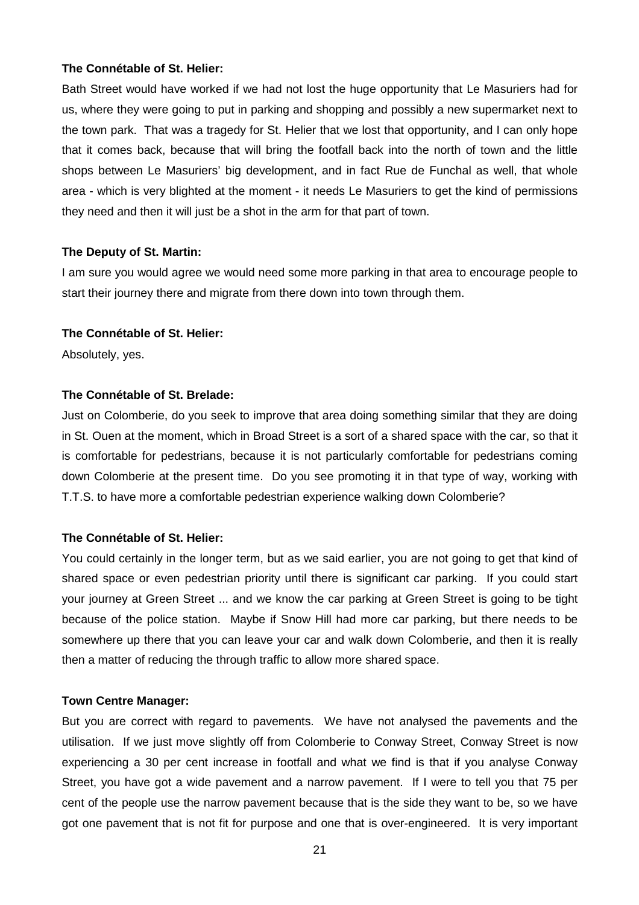**The Connétable of St. Helier:**

Bath Street would have worked if we had not lost the huge opportunity that Le Masuriers had for us, where they were going to put in parking and shopping and possibly a new supermarket next to the town park. That was a tragedy for St. Helier that we lost that opportunity, and I can only hope that it comes back, because that will bring the footfall back into the north of town and the little shops between Le Masuriers' big development, and in fact Rue de Funchal as well, that whole area - which is very blighted at the moment - it needs Le Masuriers to get the kind of permissions they need and then it will just be a shot in the arm for that part of town.

**The Deputy of St. Martin:**

I am sure you would agree we would need some more parking in that area to encourage people to start their journey there and migrate from there down into town through them.

**The Connétable of St. Helier:**

Absolutely, yes.

**The Connétable of St. Brelade:**

Just on Colomberie, do you seek to improve that area doing something similar that they are doing in St. Ouen at the moment, which in Broad Street is a sort of a shared space with the car, so that it is comfortable for pedestrians, because it is not particularly comfortable for pedestrians coming down Colomberie at the present time. Do you see promoting it in that type of way, working with T.T.S. to have more a comfortable pedestrian experience walking down Colomberie?

**The Connétable of St. Helier:**

You could certainly in the longer term, but as we said earlier, you are not going to get that kind of shared space or even pedestrian priority until there is significant car parking. If you could start your journey at Green Street ... and we know the car parking at Green Street is going to be tight because of the police station. Maybe if Snow Hill had more car parking, but there needs to be somewhere up there that you can leave your car and walk down Colomberie, and then it is really then a matter of reducing the through traffic to allow more shared space.

**Town Centre Manager:**

But you are correct with regard to pavements. We have not analysed the pavements and the utilisation. If we just move slightly off from Colomberie to Conway Street, Conway Street is now experiencing a 30 per cent increase in footfall and what we find is that if you analyse Conway Street, you have got a wide pavement and a narrow pavement. If I were to tell you that 75 per cent of the people use the narrow pavement because that is the side they want to be, so we have got one pavement that is not fit for purpose and one that is over-engineered. It is very important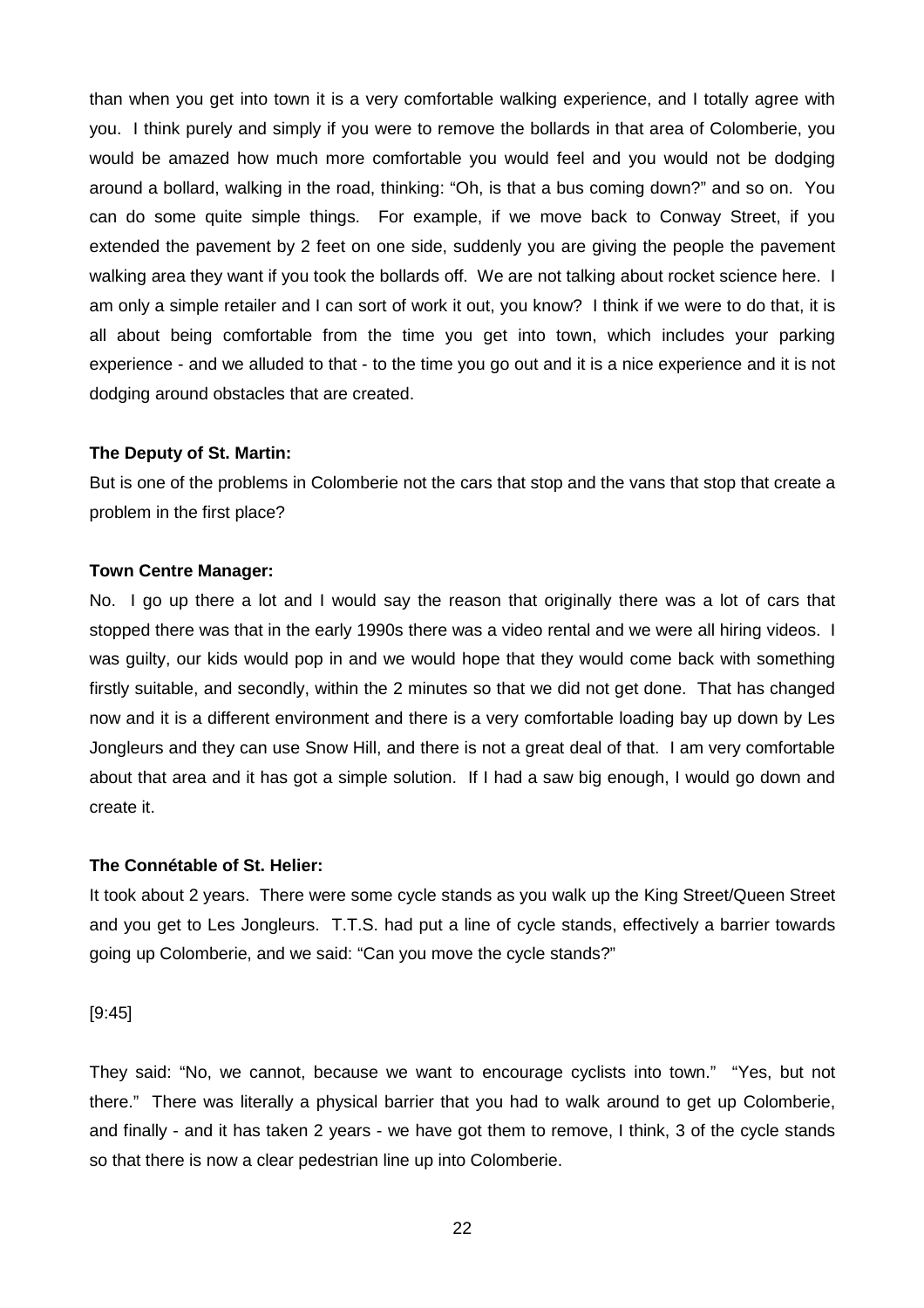than when you get into town it is a very comfortable walking experience, and I totally agree with you. I think purely and simply if you were to remove the bollards in that area of Colomberie, you would be amazed how much more comfortable you would feel and you would not be dodging around a bollard, walking in the road, thinking: "Oh, is that a bus coming down?" and so on. You can do some quite simple things. For example, if we move back to Conway Street, if you extended the pavement by 2 feet on one side, suddenly you are giving the people the pavement walking area they want if you took the bollards off. We are not talking about rocket science here. I am only a simple retailer and I can sort of work it out, you know? I think if we were to do that, it is all about being comfortable from the time you get into town, which includes your parking experience - and we alluded to that - to the time you go out and it is a nice experience and it is not dodging around obstacles that are created.

**The Deputy of St. Martin:**

But is one of the problems in Colomberie not the cars that stop and the vans that stop that create a problem in the first place?

**Town Centre Manager:**

No. I go up there a lot and I would say the reason that originally there was a lot of cars that stopped there was that in the early 1990s there was a video rental and we were all hiring videos. I was guilty, our kids would pop in and we would hope that they would come back with something firstly suitable, and secondly, within the 2 minutes so that we did not get done. That has changed now and it is a different environment and there is a very comfortable loading bay up down by Les Jongleurs and they can use Snow Hill, and there is not a great deal of that. I am very comfortable about that area and it has got a simple solution. If I had a saw big enough, I would go down and create it.

**The Connétable of St. Helier:**

It took about 2 years. There were some cycle stands as you walk up the King Street/Queen Street and you get to Les Jongleurs. T.T.S. had put a line of cycle stands, effectively a barrier towards going up Colomberie, and we said: "Can you move the cycle stands?"

[9:45]

They said: "No, we cannot, because we want to encourage cyclists into town." "Yes, but not there." There was literally a physical barrier that you had to walk around to get up Colomberie, and finally - and it has taken 2 years - we have got them to remove, I think, 3 of the cycle stands so that there is now a clear pedestrian line up into Colomberie.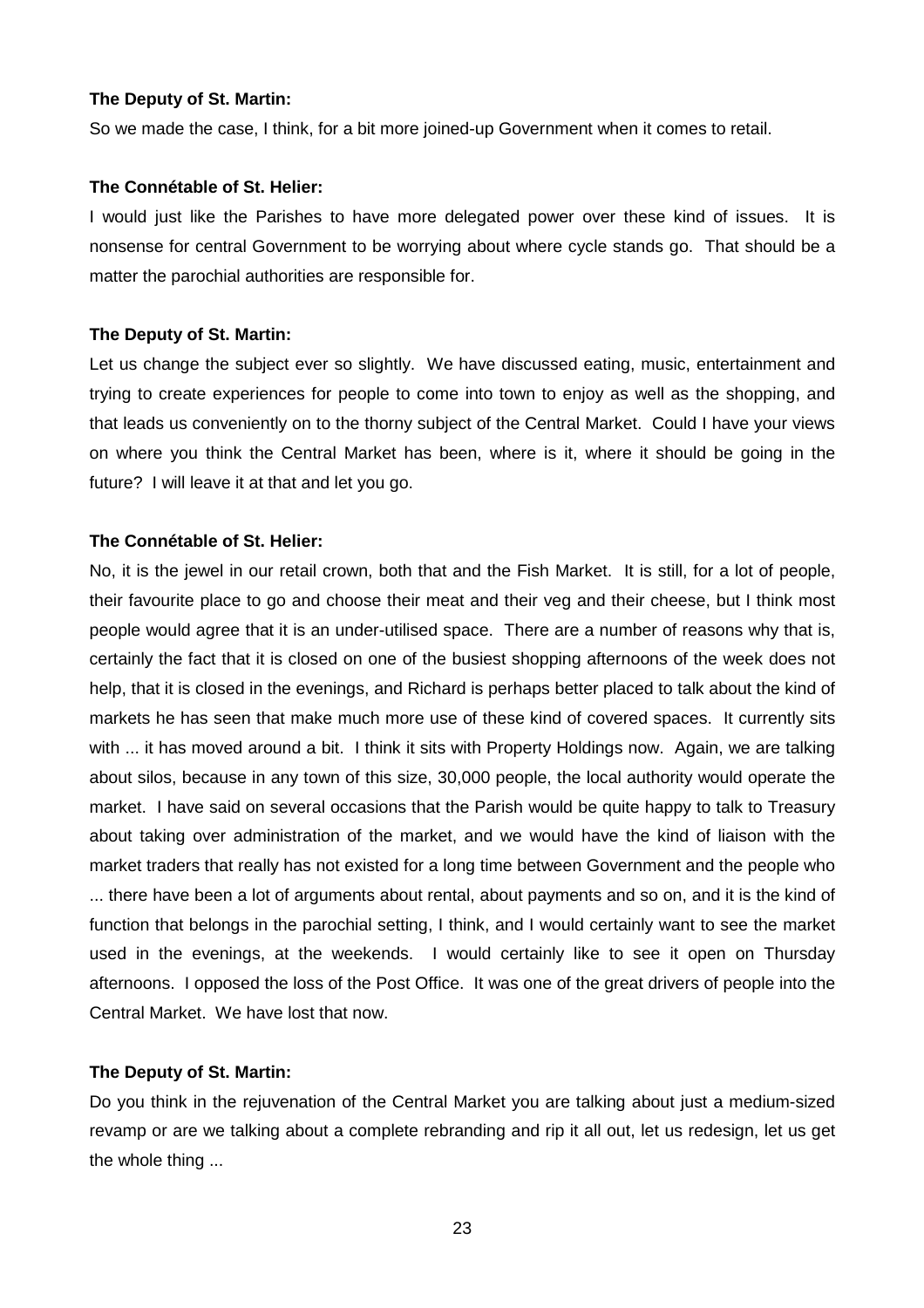**The Deputy of St. Martin:**

So we made the case, I think, for a bit more joined-up Government when it comes to retail.

**The Connétable of St. Helier:**

I would just like the Parishes to have more delegated power over these kind of issues. It is nonsense for central Government to be worrying about where cycle stands go. That should be a matter the parochial authorities are responsible for.

**The Deputy of St. Martin:**

Let us change the subject ever so slightly. We have discussed eating, music, entertainment and trying to create experiences for people to come into town to enjoy as well as the shopping, and that leads us conveniently on to the thorny subject of the Central Market. Could I have your views on where you think the Central Market has been, where is it, where it should be going in the future? I will leave it at that and let you go.

**The Connétable of St. Helier:**

No, it is the jewel in our retail crown, both that and the Fish Market. It is still, for a lot of people, their favourite place to go and choose their meat and their veg and their cheese, but I think most people would agree that it is an under-utilised space. There are a number of reasons why that is, certainly the fact that it is closed on one of the busiest shopping afternoons of the week does not help, that it is closed in the evenings, and Richard is perhaps better placed to talk about the kind of markets he has seen that make much more use of these kind of covered spaces. It currently sits with ... it has moved around a bit. I think it sits with Property Holdings now. Again, we are talking about silos, because in any town of this size, 30,000 people, the local authority would operate the market. I have said on several occasions that the Parish would be quite happy to talk to Treasury about taking over administration of the market, and we would have the kind of liaison with the market traders that really has not existed for a long time between Government and the people who ... there have been a lot of arguments about rental, about payments and so on, and it is the kind of function that belongs in the parochial setting, I think, and I would certainly want to see the market used in the evenings, at the weekends. I would certainly like to see it open on Thursday afternoons. I opposed the loss of the Post Office. It was one of the great drivers of people into the Central Market. We have lost that now.

**The Deputy of St. Martin:**

Do you think in the rejuvenation of the Central Market you are talking about just a medium-sized revamp or are we talking about a complete rebranding and rip it all out, let us redesign, let us get the whole thing ...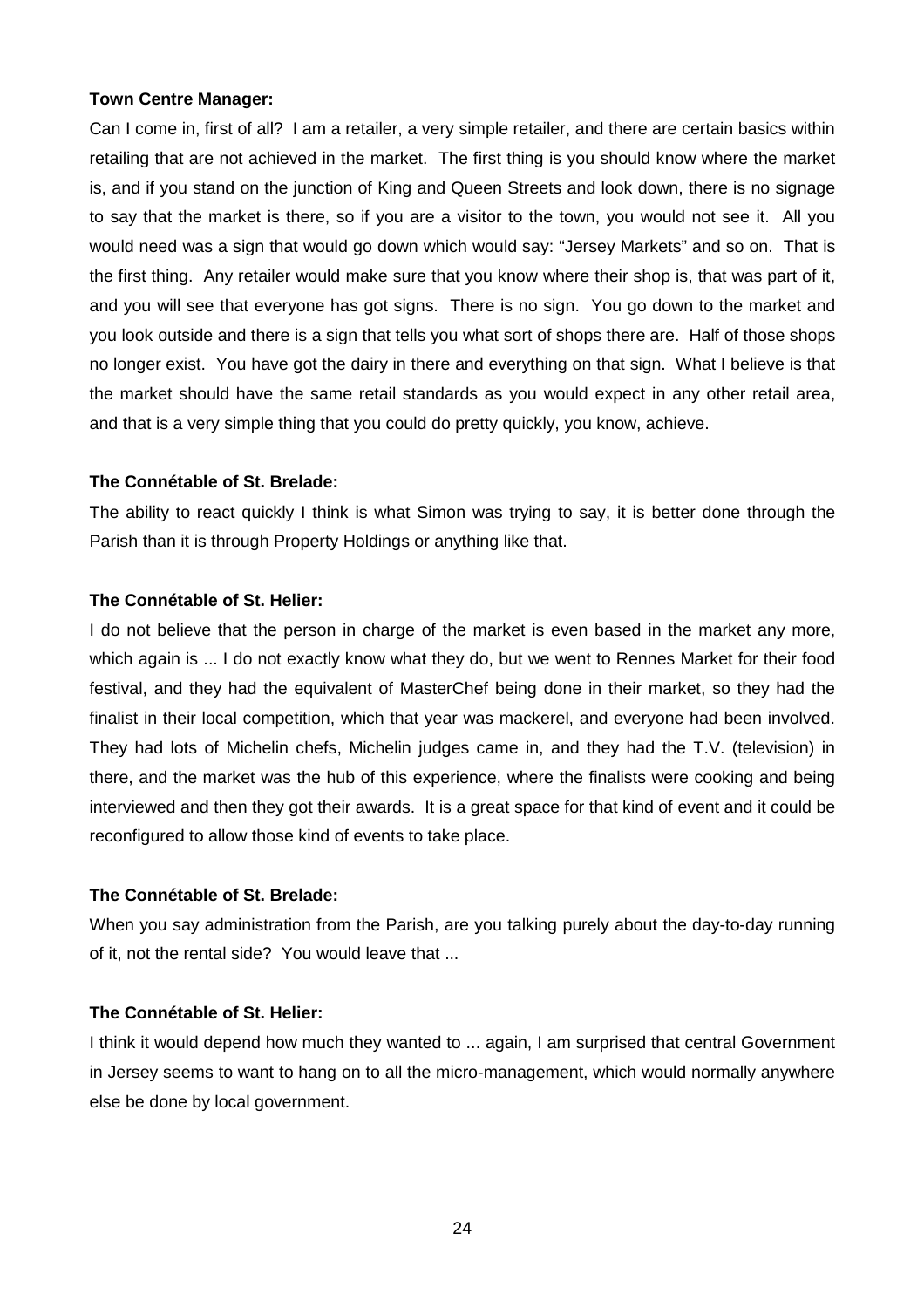**Town Centre Manager:**

Can I come in, first of all? I am a retailer, a very simple retailer, and there are certain basics within retailing that are not achieved in the market. The first thing is you should know where the market is, and if you stand on the junction of King and Queen Streets and look down, there is no signage to say that the market is there, so if you are a visitor to the town, you would not see it. All you would need was a sign that would go down which would say: "Jersey Markets" and so on. That is the first thing. Any retailer would make sure that you know where their shop is, that was part of it, and you will see that everyone has got signs. There is no sign. You go down to the market and you look outside and there is a sign that tells you what sort of shops there are. Half of those shops no longer exist. You have got the dairy in there and everything on that sign. What I believe is that the market should have the same retail standards as you would expect in any other retail area, and that is a very simple thing that you could do pretty quickly, you know, achieve.

**The Connétable of St. Brelade:**

The ability to react quickly I think is what Simon was trying to say, it is better done through the Parish than it is through Property Holdings or anything like that.

**The Connétable of St. Helier:**

I do not believe that the person in charge of the market is even based in the market any more, which again is ... I do not exactly know what they do, but we went to Rennes Market for their food festival, and they had the equivalent of MasterChef being done in their market, so they had the finalist in their local competition, which that year was mackerel, and everyone had been involved. They had lots of Michelin chefs, Michelin judges came in, and they had the T.V. (television) in there, and the market was the hub of this experience, where the finalists were cooking and being interviewed and then they got their awards. It is a great space for that kind of event and it could be reconfigured to allow those kind of events to take place.

**The Connétable of St. Brelade:**

When you say administration from the Parish, are you talking purely about the day-to-day running of it, not the rental side? You would leave that ...

**The Connétable of St. Helier:**

I think it would depend how much they wanted to ... again, I am surprised that central Government in Jersey seems to want to hang on to all the micro-management, which would normally anywhere else be done by local government.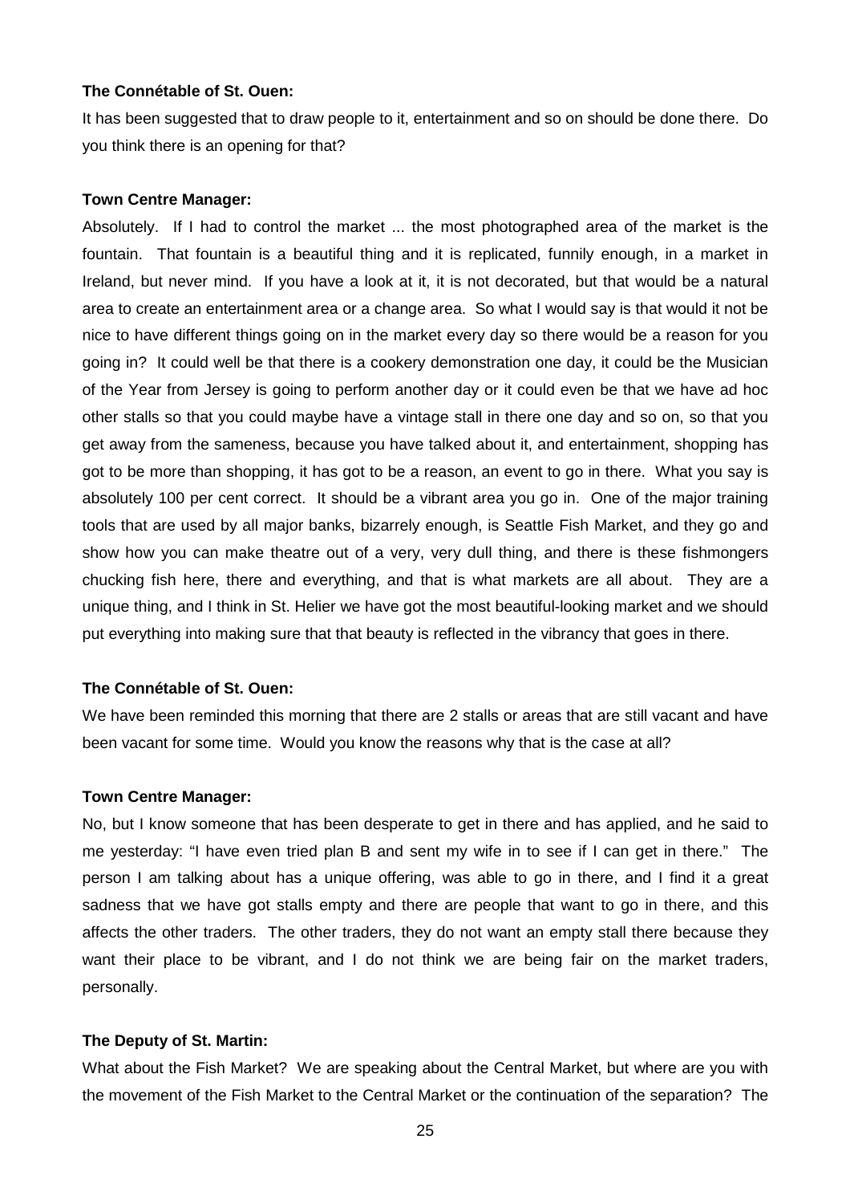**The Connétable of St. Ouen:**

It has been suggested that to draw people to it, entertainment and so on should be done there. Do you think there is an opening for that?

**Town Centre Manager:**

Absolutely. If I had to control the market ... the most photographed area of the market is the fountain. That fountain is a beautiful thing and it is replicated, funnily enough, in a market in Ireland, but never mind. If you have a look at it, it is not decorated, but that would be a natural area to create an entertainment area or a change area. So what I would say is that would it not be nice to have different things going on in the market every day so there would be a reason for you going in? It could well be that there is a cookery demonstration one day, it could be the Musician of the Year from Jersey is going to perform another day or it could even be that we have ad hoc other stalls so that you could maybe have a vintage stall in there one day and so on, so that you get away from the sameness, because you have talked about it, and entertainment, shopping has got to be more than shopping, it has got to be a reason, an event to go in there. What you say is absolutely 100 per cent correct. It should be a vibrant area you go in. One of the major training tools that are used by all major banks, bizarrely enough, is Seattle Fish Market, and they go and show how you can make theatre out of a very, very dull thing, and there is these fishmongers chucking fish here, there and everything, and that is what markets are all about. They are a unique thing, and I think in St. Helier we have got the most beautiful-looking market and we should put everything into making sure that that beauty is reflected in the vibrancy that goes in there.

**The Connétable of St. Ouen:**

We have been reminded this morning that there are 2 stalls or areas that are still vacant and have been vacant for some time. Would you know the reasons why that is the case at all?

**Town Centre Manager:**

No, but I know someone that has been desperate to get in there and has applied, and he said to me yesterday: "I have even tried plan B and sent my wife in to see if I can get in there." The person I am talking about has a unique offering, was able to go in there, and I find it a great sadness that we have got stalls empty and there are people that want to go in there, and this affects the other traders. The other traders, they do not want an empty stall there because they want their place to be vibrant, and I do not think we are being fair on the market traders, personally.

**The Deputy of St. Martin:**

What about the Fish Market? We are speaking about the Central Market, but where are you with the movement of the Fish Market to the Central Market or the continuation of the separation? The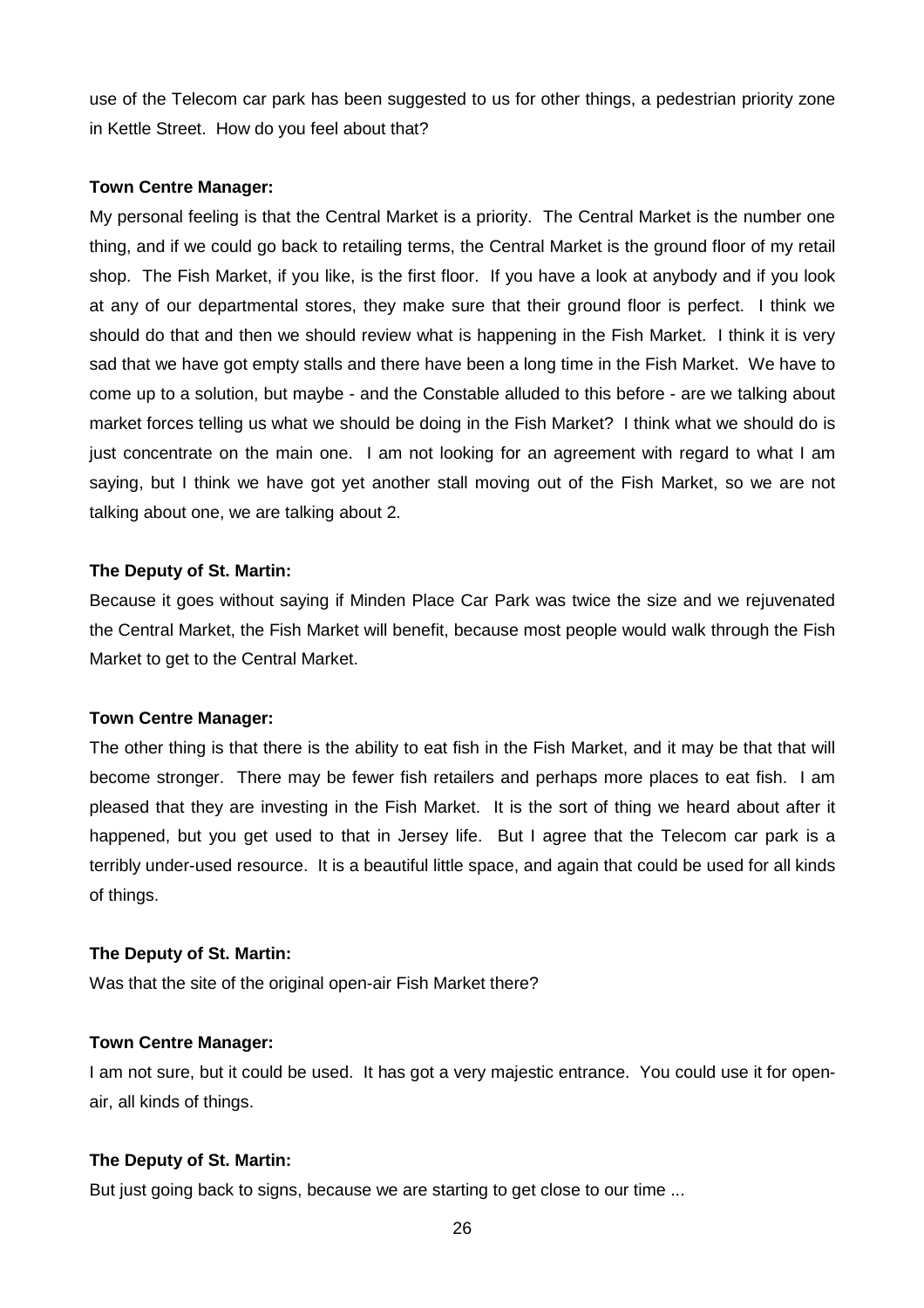use of the Telecom car park has been suggested to us for other things, a pedestrian priority zone in Kettle Street. How do you feel about that?

**Town Centre Manager:**

My personal feeling is that the Central Market is a priority. The Central Market is the number one thing, and if we could go back to retailing terms, the Central Market is the ground floor of my retail shop. The Fish Market, if you like, is the first floor. If you have a look at anybody and if you look at any of our departmental stores, they make sure that their ground floor is perfect. I think we should do that and then we should review what is happening in the Fish Market. I think it is very sad that we have got empty stalls and there have been a long time in the Fish Market. We have to come up to a solution, but maybe - and the Constable alluded to this before - are we talking about market forces telling us what we should be doing in the Fish Market? I think what we should do is just concentrate on the main one. I am not looking for an agreement with regard to what I am saying, but I think we have got yet another stall moving out of the Fish Market, so we are not talking about one, we are talking about 2.

**The Deputy of St. Martin:**

Because it goes without saying if Minden Place Car Park was twice the size and we rejuvenated the Central Market, the Fish Market will benefit, because most people would walk through the Fish Market to get to the Central Market.

**Town Centre Manager:**

The other thing is that there is the ability to eat fish in the Fish Market, and it may be that that will become stronger. There may be fewer fish retailers and perhaps more places to eat fish. I am pleased that they are investing in the Fish Market. It is the sort of thing we heard about after it happened, but you get used to that in Jersey life. But I agree that the Telecom car park is a terribly under-used resource. It is a beautiful little space, and again that could be used for all kinds of things.

**The Deputy of St. Martin:**

Was that the site of the original open-air Fish Market there?

**Town Centre Manager:**

I am not sure, but it could be used. It has got a very majestic entrance. You could use it for open-air, all kinds of things.

**The Deputy of St. Martin:**

But just going back to signs, because we are starting to get close to our time ...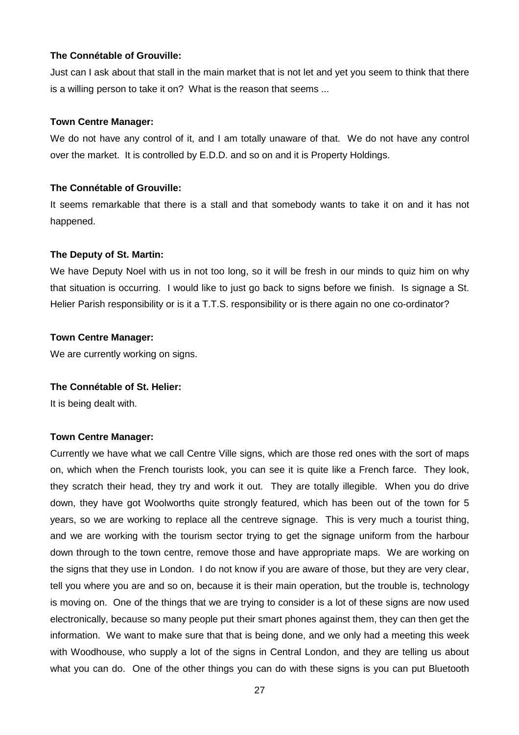**The Connétable of Grouville:**

Just can I ask about that stall in the main market that is not let and yet you seem to think that there is a willing person to take it on? What is the reason that seems ...

**Town Centre Manager:**

We do not have any control of it, and I am totally unaware of that. We do not have any control over the market. It is controlled by E.D.D. and so on and it is Property Holdings.

**The Connétable of Grouville:**

It seems remarkable that there is a stall and that somebody wants to take it on and it has not happened.

**The Deputy of St. Martin:**

We have Deputy Noel with us in not too long, so it will be fresh in our minds to quiz him on why that situation is occurring. I would like to just go back to signs before we finish. Is signage a St. Helier Parish responsibility or is it a T.T.S. responsibility or is there again no one co-ordinator?

**Town Centre Manager:**

We are currently working on signs.

**The Connétable of St. Helier:**

It is being dealt with.

**Town Centre Manager:**

Currently we have what we call Centre Ville signs, which are those red ones with the sort of maps on, which when the French tourists look, you can see it is quite like a French farce. They look, they scratch their head, they try and work it out. They are totally illegible. When you do drive down, they have got Woolworths quite strongly featured, which has been out of the town for 5 years, so we are working to replace all the centreve signage. This is very much a tourist thing, and we are working with the tourism sector trying to get the signage uniform from the harbour down through to the town centre, remove those and have appropriate maps. We are working on the signs that they use in London. I do not know if you are aware of those, but they are very clear, tell you where you are and so on, because it is their main operation, but the trouble is, technology is moving on. One of the things that we are trying to consider is a lot of these signs are now used electronically, because so many people put their smart phones against them, they can then get the information. We want to make sure that that is being done, and we only had a meeting this week with Woodhouse, who supply a lot of the signs in Central London, and they are telling us about what you can do. One of the other things you can do with these signs is you can put Bluetooth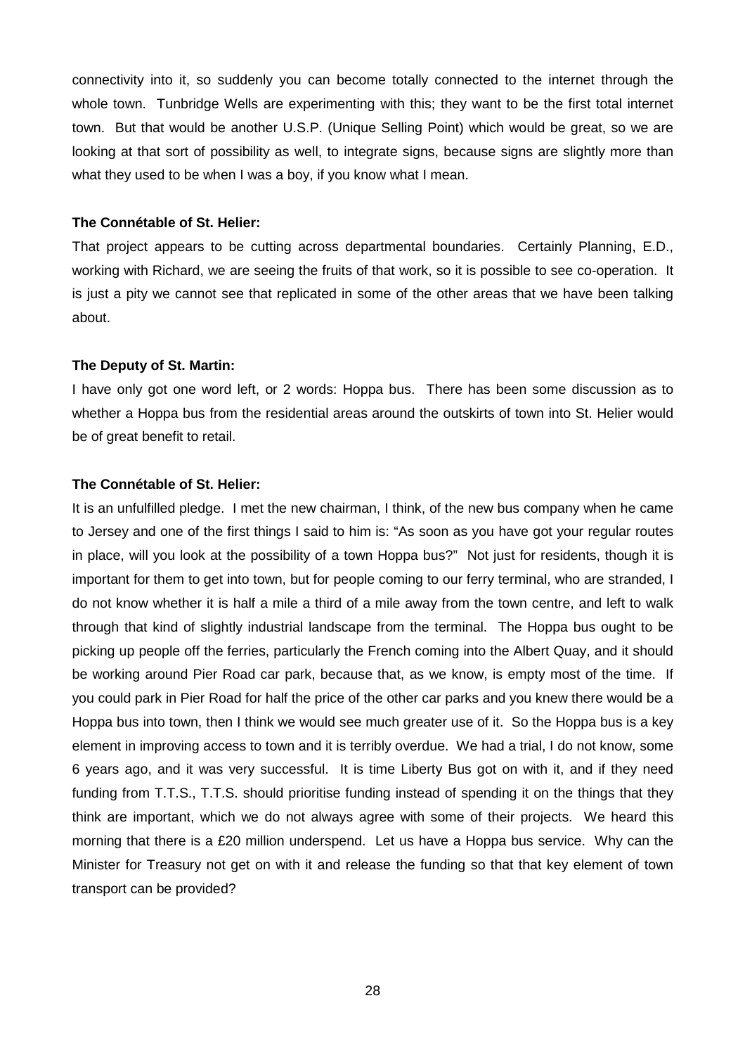connectivity into it, so suddenly you can become totally connected to the internet through the whole town. Tunbridge Wells are experimenting with this; they want to be the first total internet town. But that would be another U.S.P. (Unique Selling Point) which would be great, so we are looking at that sort of possibility as well, to integrate signs, because signs are slightly more than what they used to be when I was a boy, if you know what I mean.

**The Connétable of St. Helier:**

That project appears to be cutting across departmental boundaries. Certainly Planning, E.D., working with Richard, we are seeing the fruits of that work, so it is possible to see co-operation. It is just a pity we cannot see that replicated in some of the other areas that we have been talking about.

**The Deputy of St. Martin:**

I have only got one word left, or 2 words: Hoppa bus. There has been some discussion as to whether a Hoppa bus from the residential areas around the outskirts of town into St. Helier would be of great benefit to retail.

**The Connétable of St. Helier:**

It is an unfulfilled pledge. I met the new chairman, I think, of the new bus company when he came to Jersey and one of the first things I said to him is: "As soon as you have got your regular routes in place, will you look at the possibility of a town Hoppa bus?" Not just for residents, though it is important for them to get into town, but for people coming to our ferry terminal, who are stranded, I do not know whether it is half a mile a third of a mile away from the town centre, and left to walk through that kind of slightly industrial landscape from the terminal. The Hoppa bus ought to be picking up people off the ferries, particularly the French coming into the Albert Quay, and it should be working around Pier Road car park, because that, as we know, is empty most of the time. If you could park in Pier Road for half the price of the other car parks and you knew there would be a Hoppa bus into town, then I think we would see much greater use of it. So the Hoppa bus is a key element in improving access to town and it is terribly overdue. We had a trial, I do not know, some 6 years ago, and it was very successful. It is time Liberty Bus got on with it, and if they need funding from T.T.S., T.T.S. should prioritise funding instead of spending it on the things that they think are important, which we do not always agree with some of their projects. We heard this morning that there is a £20 million underspend. Let us have a Hoppa bus service. Why can the Minister for Treasury not get on with it and release the funding so that that key element of town transport can be provided?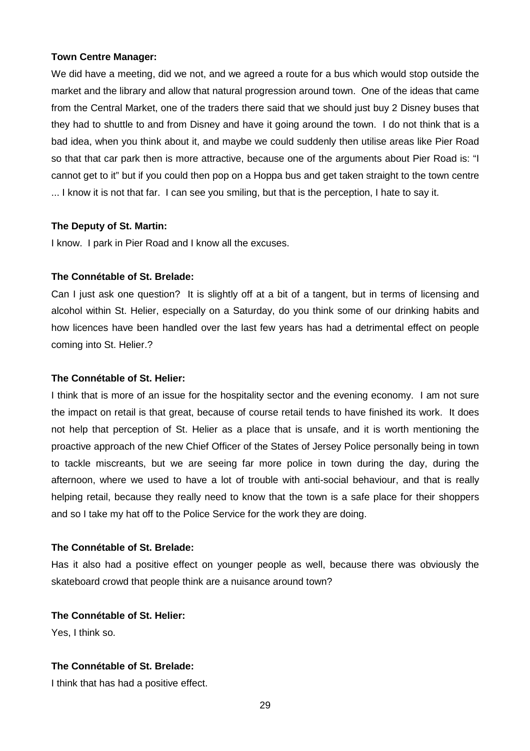**Town Centre Manager:**

We did have a meeting, did we not, and we agreed a route for a bus which would stop outside the market and the library and allow that natural progression around town. One of the ideas that came from the Central Market, one of the traders there said that we should just buy 2 Disney buses that they had to shuttle to and from Disney and have it going around the town. I do not think that is a bad idea, when you think about it, and maybe we could suddenly then utilise areas like Pier Road so that that car park then is more attractive, because one of the arguments about Pier Road is: "I cannot get to it" but if you could then pop on a Hoppa bus and get taken straight to the town centre ... I know it is not that far. I can see you smiling, but that is the perception, I hate to say it.

**The Deputy of St. Martin:**

I know. I park in Pier Road and I know all the excuses.

**The Connétable of St. Brelade:**

Can I just ask one question? It is slightly off at a bit of a tangent, but in terms of licensing and alcohol within St. Helier, especially on a Saturday, do you think some of our drinking habits and how licences have been handled over the last few years has had a detrimental effect on people coming into St. Helier.?

**The Connétable of St. Helier:**

I think that is more of an issue for the hospitality sector and the evening economy. I am not sure the impact on retail is that great, because of course retail tends to have finished its work. It does not help that perception of St. Helier as a place that is unsafe, and it is worth mentioning the proactive approach of the new Chief Officer of the States of Jersey Police personally being in town to tackle miscreants, but we are seeing far more police in town during the day, during the afternoon, where we used to have a lot of trouble with anti-social behaviour, and that is really helping retail, because they really need to know that the town is a safe place for their shoppers and so I take my hat off to the Police Service for the work they are doing.

**The Connétable of St. Brelade:**

Has it also had a positive effect on younger people as well, because there was obviously the skateboard crowd that people think are a nuisance around town?

**The Connétable of St. Helier:**

Yes, I think so.

**The Connétable of St. Brelade:**

I think that has had a positive effect.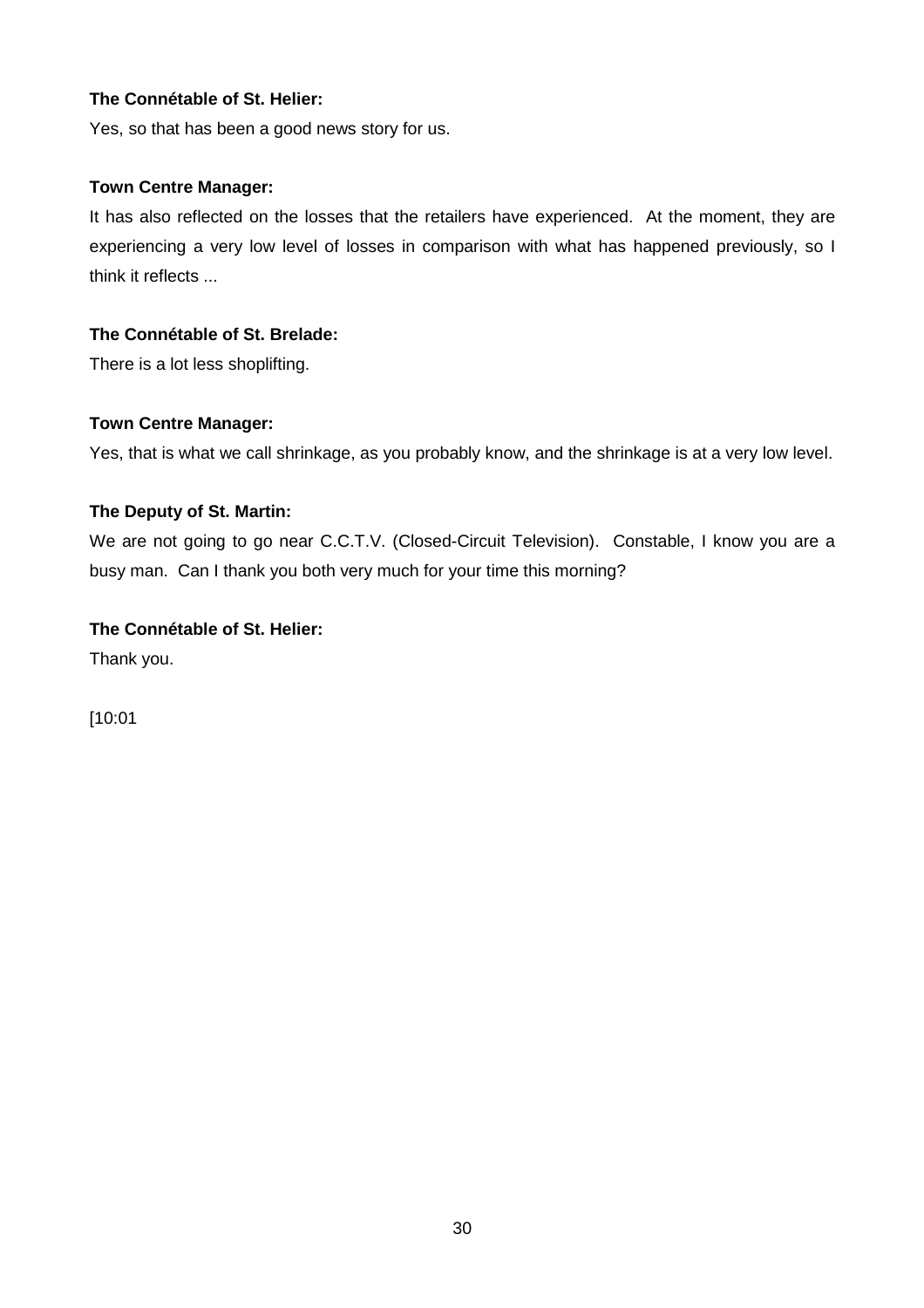**The Connétable of St. Helier:**

Yes, so that has been a good news story for us.

**Town Centre Manager:**

It has also reflected on the losses that the retailers have experienced. At the moment, they are experiencing a very low level of losses in comparison with what has happened previously, so I think it reflects ...

**The Connétable of St. Brelade:**

There is a lot less shoplifting.

**Town Centre Manager:**

Yes, that is what we call shrinkage, as you probably know, and the shrinkage is at a very low level.

**The Deputy of St. Martin:**

We are not going to go near C.C.T.V. (Closed-Circuit Television). Constable, I know you are a busy man. Can I thank you both very much for your time this morning?

**The Connétable of St. Helier:**

Thank you.

[10:01